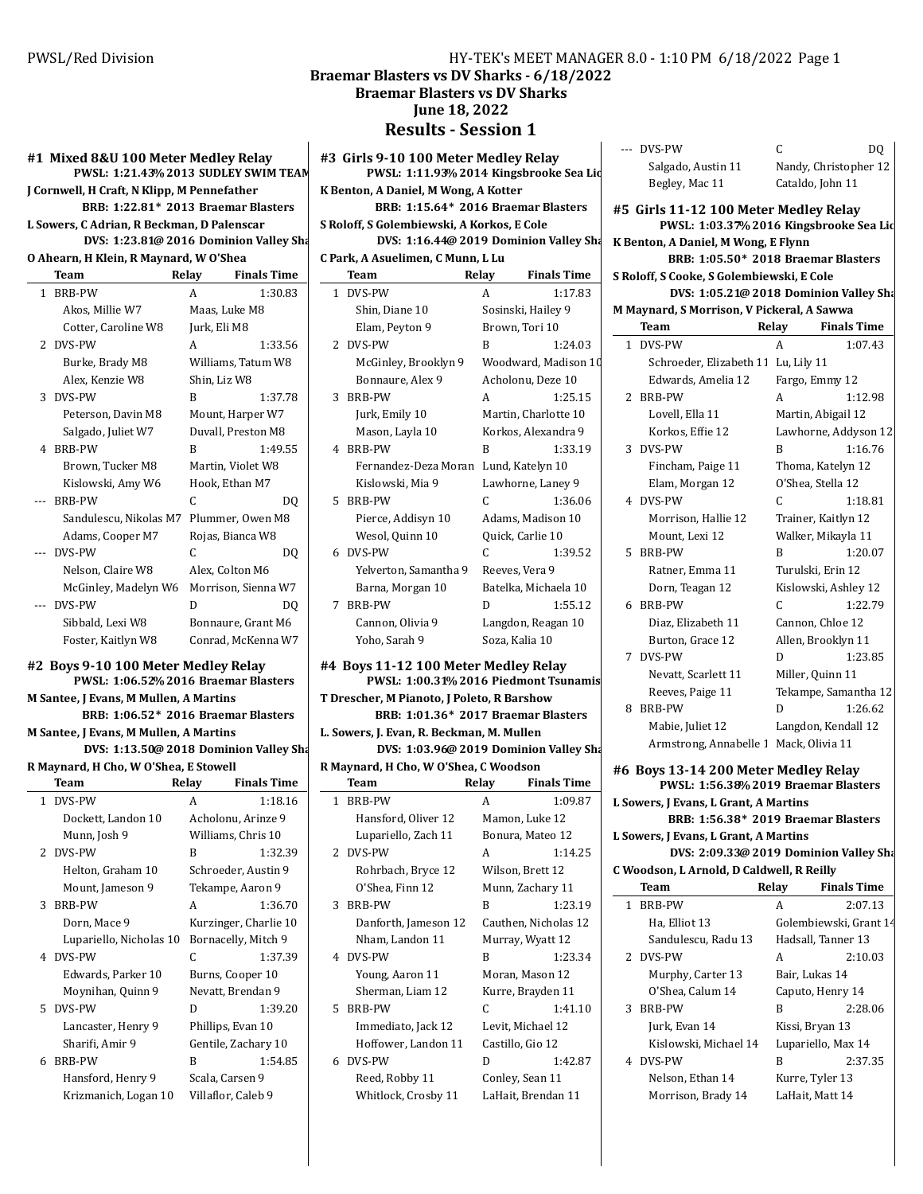# Braemar Blasters vs DV Sharks - 6/18/2022

## Braemar Blasters vs DV Sharks

## June 18, 2022

## Results - Session 1

PWSL/Red Division — HY-TEK's MEET MANAGER 8.0 - 1:10 PM 6/18/2022

### #1 Mixed 8&U 100 Meter Medley Relay

PWSL: 1:21.43% 2013 SUDLEY SWIM TEAM
J Cornwell, H Craft, N Klipp, M Pennefather
BRB: 1:22.81* 2013 Braemar Blasters
L Sowers, C Adrian, R Beckman, D Palenscar
DVS: 1:23.81@ 2016 Dominion Valley Sha
O Ahearn, H Klein, R Maynard, W O'Shea

| | Team | Relay | Finals Time |
|---|---|---|---|
| 1 | BRB-PW | A | 1:30.83 |
| | Akos, Millie W7 | Maas, Luke M8 | |
| | Cotter, Caroline W8 | Jurk, Eli M8 | |
| 2 | DVS-PW | A | 1:33.56 |
| | Burke, Brady M8 | Williams, Tatum W8 | |
| | Alex, Kenzie W8 | Shin, Liz W8 | |
| 3 | DVS-PW | B | 1:37.78 |
| | Peterson, Davin M8 | Mount, Harper W7 | |
| | Salgado, Juliet W7 | Duvall, Preston M8 | |
| 4 | BRB-PW | B | 1:49.55 |
| | Brown, Tucker M8 | Martin, Violet W8 | |
| | Kislowski, Amy W6 | Hook, Ethan M7 | |
| --- | BRB-PW | C | DQ |
| | Sandulescu, Nikolas M7 | Plummer, Owen M8 | |
| | Adams, Cooper M7 | Rojas, Bianca W8 | |
| --- | DVS-PW | C | DQ |
| | Nelson, Claire W8 | Alex, Colton M6 | |
| | McGinley, Madelyn W6 | Morrison, Sienna W7 | |
| --- | DVS-PW | D | DQ |
| | Sibbald, Lexi W8 | Bonnaure, Grant M6 | |
| | Foster, Kaitlyn W8 | Conrad, McKenna W7 | |

### #2 Boys 9-10 100 Meter Medley Relay

PWSL: 1:06.52% 2016 Braemar Blasters
M Santee, J Evans, M Mullen, A Martins
BRB: 1:06.52* 2016 Braemar Blasters
M Santee, J Evans, M Mullen, A Martins
DVS: 1:13.50@ 2018 Dominion Valley Sha
R Maynard, H Cho, W O'Shea, E Stowell

| | Team | Relay | Finals Time |
|---|---|---|---|
| 1 | DVS-PW | A | 1:18.16 |
| | Dockett, Landon 10 | Acholonu, Arinze 9 | |
| | Munn, Josh 9 | Williams, Chris 10 | |
| 2 | DVS-PW | B | 1:32.39 |
| | Helton, Graham 10 | Schroeder, Austin 9 | |
| | Mount, Jameson 9 | Tekampe, Aaron 9 | |
| 3 | BRB-PW | A | 1:36.70 |
| | Dorn, Mace 9 | Kurzinger, Charlie 10 | |
| | Lupariello, Nicholas 10 | Bornacelly, Mitch 9 | |
| 4 | BRB-PW | C | 1:37.39 |
| | Edwards, Parker 10 | Burns, Cooper 10 | |
| | Moynihan, Quinn 9 | Nevatt, Brendan 9 | |
| 5 | DVS-PW | D | 1:39.20 |
| | Lancaster, Henry 9 | Phillips, Evan 10 | |
| | Sharifi, Amir 9 | Gentile, Zachary 10 | |
| 6 | BRB-PW | B | 1:54.85 |
| | Hansford, Henry 9 | Scala, Carsen 9 | |
| | Krizmanich, Logan 10 | Villaflor, Caleb 9 | |

### #3 Girls 9-10 100 Meter Medley Relay

PWSL: 1:11.93% 2014 Kingsbrooke Sea Lio
K Benton, A Daniel, M Wong, A Kotter
BRB: 1:15.64* 2016 Braemar Blasters
S Roloff, S Golembiewski, A Korkos, E Cole
DVS: 1:16.44@ 2019 Dominion Valley Sha
C Park, A Asuelimen, C Munn, L Lu

| | Team | Relay | Finals Time |
|---|---|---|---|
| 1 | DVS-PW | A | 1:17.83 |
| | Shin, Diane 10 | Sosinski, Hailey 9 | |
| | Elam, Peyton 9 | Brown, Tori 10 | |
| 2 | DVS-PW | B | 1:24.03 |
| | McGinley, Brooklyn 9 | Woodward, Madison 10 | |
| | Bonnaure, Alex 9 | Acholonu, Deze 10 | |
| 3 | BRB-PW | A | 1:25.15 |
| | Jurk, Emily 10 | Martin, Charlotte 10 | |
| | Mason, Layla 10 | Korkos, Alexandra 9 | |
| 4 | BRB-PW | B | 1:33.19 |
| | Fernandez-Deza Moran | Lund, Katelyn 10 | |
| | Kislowski, Mia 9 | Lawhorne, Laney 9 | |
| 5 | BRB-PW | C | 1:36.06 |
| | Pierce, Addisyn 10 | Adams, Madison 10 | |
| | Wesol, Quinn 10 | Quick, Carlie 10 | |
| 6 | DVS-PW | C | 1:39.52 |
| | Yelverton, Samantha 9 | Reeves, Vera 9 | |
| | Barna, Morgan 10 | Batelka, Michaela 10 | |
| 7 | BRB-PW | D | 1:55.12 |
| | Cannon, Olivia 9 | Langdon, Reagan 10 | |
| | Yoho, Sarah 9 | Soza, Kalia 10 | |

### #4 Boys 11-12 100 Meter Medley Relay

PWSL: 1:00.31% 2016 Piedmont Tsunamis
T Drescher, M Pianoto, J Poleto, R Barshow
BRB: 1:01.36* 2017 Braemar Blasters
L. Sowers, J. Evan, R. Beckman, M. Mullen
DVS: 1:03.96@ 2019 Dominion Valley Sha
R Maynard, H Cho, W O'Shea, C Woodson

| | Team | Relay | Finals Time |
|---|---|---|---|
| 1 | BRB-PW | A | 1:09.87 |
| | Hansford, Oliver 12 | Mamon, Luke 12 | |
| | Lupariello, Zach 11 | Bonura, Mateo 12 | |
| 2 | DVS-PW | A | 1:14.25 |
| | Rohrbach, Bryce 12 | Wilson, Brett 12 | |
| | O'Shea, Finn 12 | Munn, Zachary 11 | |
| 3 | BRB-PW | B | 1:23.19 |
| | Danforth, Jameson 12 | Cauthen, Nicholas 12 | |
| | Nham, Landon 11 | Murray, Wyatt 12 | |
| 4 | DVS-PW | B | 1:23.34 |
| | Young, Aaron 11 | Moran, Mason 12 | |
| | Sherman, Liam 12 | Kurre, Brayden 11 | |
| 5 | BRB-PW | C | 1:41.10 |
| | Immediato, Jack 12 | Levit, Michael 12 | |
| | Hoffower, Landon 11 | Castillo, Gio 12 | |
| 6 | DVS-PW | D | 1:42.87 |
| | Reed, Robby 11 | Conley, Sean 11 | |
| | Whitlock, Crosby 11 | LaHait, Brendan 11 | |
| --- | DVS-PW | C | DQ |
| | Salgado, Austin 11 | Nandy, Christopher 12 | |
| | Begley, Mac 11 | Cataldo, John 11 | |

### #5 Girls 11-12 100 Meter Medley Relay

PWSL: 1:03.37% 2016 Kingsbrooke Sea Lio
K Benton, A Daniel, M Wong, E Flynn
BRB: 1:05.50* 2018 Braemar Blasters
S Roloff, S Cooke, S Golembiewski, E Cole
DVS: 1:05.21@ 2018 Dominion Valley Sha
M Maynard, S Morrison, V Pickeral, A Sawwa

| | Team | Relay | Finals Time |
|---|---|---|---|
| 1 | DVS-PW | A | 1:07.43 |
| | Schroeder, Elizabeth 11 | Lu, Lily 11 | |
| | Edwards, Amelia 12 | Fargo, Emmy 12 | |
| 2 | BRB-PW | A | 1:12.98 |
| | Lovell, Ella 11 | Martin, Abigail 12 | |
| | Korkos, Effie 12 | Lawhorne, Addyson 12 | |
| 3 | DVS-PW | B | 1:16.76 |
| | Fincham, Paige 11 | Thoma, Katelyn 12 | |
| | Elam, Morgan 12 | O'Shea, Stella 12 | |
| 4 | DVS-PW | C | 1:18.81 |
| | Morrison, Hallie 12 | Trainer, Kaitlyn 12 | |
| | Mount, Lexi 12 | Walker, Mikayla 11 | |
| 5 | BRB-PW | B | 1:20.07 |
| | Ratner, Emma 11 | Turulski, Erin 12 | |
| | Dorn, Teagan 12 | Kislowski, Ashley 12 | |
| 6 | BRB-PW | C | 1:22.79 |
| | Diaz, Elizabeth 11 | Cannon, Chloe 12 | |
| | Burton, Grace 12 | Allen, Brooklyn 11 | |
| 7 | DVS-PW | D | 1:23.85 |
| | Nevatt, Scarlett 11 | Miller, Quinn 11 | |
| | Reeves, Paige 11 | Tekampe, Samantha 12 | |
| 8 | BRB-PW | D | 1:26.62 |
| | Mabie, Juliet 12 | Langdon, Kendall 12 | |
| | Armstrong, Annabelle 1 | Mack, Olivia 11 | |

### #6 Boys 13-14 200 Meter Medley Relay

PWSL: 1:56.38% 2019 Braemar Blasters
L Sowers, J Evans, L Grant, A Martins
BRB: 1:56.38* 2019 Braemar Blasters
L Sowers, J Evans, L Grant, A Martins
DVS: 2:09.33@ 2019 Dominion Valley Sha
C Woodson, L Arnold, D Caldwell, R Reilly

| | Team | Relay | Finals Time |
|---|---|---|---|
| 1 | BRB-PW | A | 2:07.13 |
| | Ha, Elliot 13 | Golembiewski, Grant 14 | |
| | Sandulescu, Radu 13 | Hadsall, Tanner 13 | |
| 2 | DVS-PW | A | 2:10.03 |
| | Murphy, Carter 13 | Bair, Lukas 14 | |
| | O'Shea, Calum 14 | Caputo, Henry 14 | |
| 3 | BRB-PW | B | 2:28.06 |
| | Jurk, Evan 14 | Kissi, Bryan 13 | |
| | Kislowski, Michael 14 | Lupariello, Max 14 | |
| 4 | DVS-PW | B | 2:37.35 |
| | Nelson, Ethan 14 | Kurre, Tyler 13 | |
| | Morrison, Brady 14 | LaHait, Matt 14 | |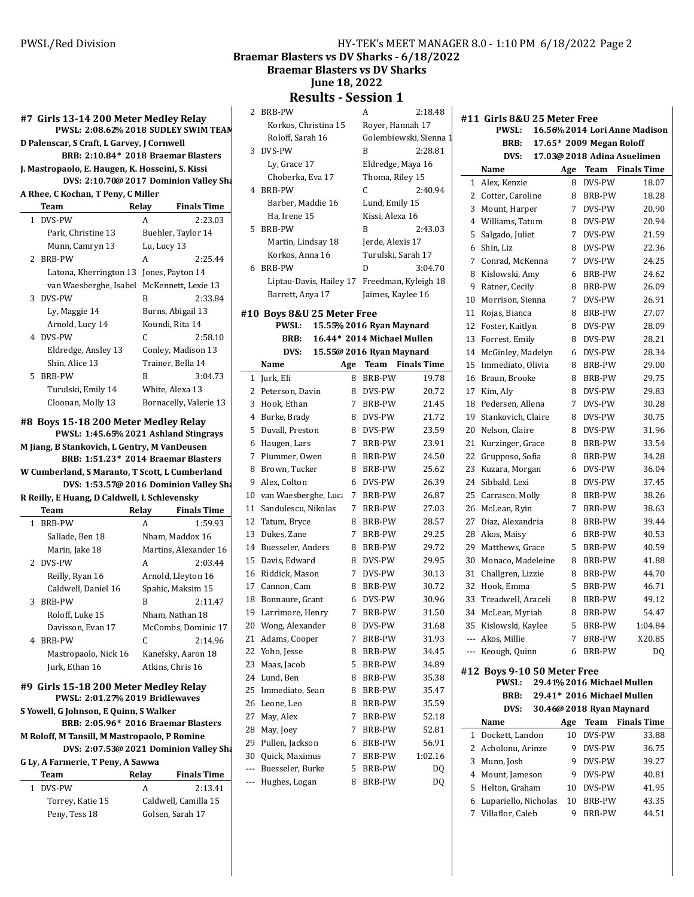# Braemar Blasters vs DV Sharks - 6/18/2022

## Braemar Blasters vs DV Sharks

## June 18, 2022

## Results - Session 1

### #7 Girls 13-14 200 Meter Medley Relay

PWSL: 2:08.62% 2018 SUDLEY SWIM TEAM
D Palenscar, S Craft, L Garvey, J Cornwell

BRB: 2:10.84* 2018 Braemar Blasters
J. Mastropaolo, E. Haugen, K. Hosseini, S. Kissi

DVS: 2:10.70@ 2017 Dominion Valley Sha
A Rhee, C Kochan, T Peny, C Miller

| | Team | Relay | Finals Time |
|---|---|---|---|
| 1 | DVS-PW | A | 2:23.03 |
| | Park, Christine 13 | Buehler, Taylor 14 | |
| | Munn, Camryn 13 | Lu, Lucy 13 | |
| 2 | BRB-PW | A | 2:25.44 |
| | Latona, Kherrington 13 | Jones, Payton 14 | |
| | van Waesberghe, Isabel | McKennett, Lexie 13 | |
| 3 | DVS-PW | B | 2:33.84 |
| | Ly, Maggie 14 | Burns, Abigail 13 | |
| | Arnold, Lucy 14 | Koundi, Rita 14 | |
| 4 | DVS-PW | C | 2:58.10 |
| | Eldredge, Ansley 13 | Conley, Madison 13 | |
| | Shin, Alice 13 | Trainer, Bella 14 | |
| 5 | BRB-PW | B | 3:04.73 |
| | Turulski, Emily 14 | White, Alexa 13 | |
| | Cloonan, Molly 13 | Bornacelly, Valerie 13 | |

### #8 Boys 15-18 200 Meter Medley Relay

PWSL: 1:45.65% 2021 Ashland Stingrays
M Jiang, B Stankovich, L Gentry, M VanDeusen

BRB: 1:51.23* 2014 Braemar Blasters
W Cumberland, S Maranto, T Scott, L Cumberland

DVS: 1:53.57@ 2016 Dominion Valley Sha
R Reilly, E Huang, D Caldwell, L Schlevensky

| | Team | Relay | Finals Time |
|---|---|---|---|
| 1 | BRB-PW | A | 1:59.93 |
| | Sallade, Ben 18 | Nham, Maddox 16 | |
| | Marin, Jake 18 | Martins, Alexander 16 | |
| 2 | DVS-PW | A | 2:03.44 |
| | Reilly, Ryan 16 | Arnold, Lleyton 16 | |
| | Caldwell, Daniel 16 | Spahic, Maksim 15 | |
| 3 | BRB-PW | B | 2:11.47 |
| | Roloff, Luke 15 | Nham, Nathan 18 | |
| | Davisson, Evan 17 | McCombs, Dominic 17 | |
| 4 | BRB-PW | C | 2:14.96 |
| | Mastropaolo, Nick 16 | Kanefsky, Aaron 18 | |
| | Jurk, Ethan 16 | Atkins, Chris 16 | |

### #9 Girls 15-18 200 Meter Medley Relay

PWSL: 2:01.27% 2019 Bridlewaves
S Yowell, G Johnson, E Quinn, S Walker

BRB: 2:05.96* 2016 Braemar Blasters
M Roloff, M Tansill, M Mastropaolo, P Romine

DVS: 2:07.53@ 2021 Dominion Valley Sha
G Ly, A Farmerie, T Peny, A Sawwa

| | Team | Relay | Finals Time |
|---|---|---|---|
| 1 | DVS-PW | A | 2:13.41 |
| | Torrey, Katie 15 | Caldwell, Camilla 15 | |
| | Peny, Tess 18 | Golsen, Sarah 17 | |
| 2 | BRB-PW | A | 2:18.48 |
| | Korkos, Christina 15 | Royer, Hannah 17 | |
| | Roloff, Sarah 16 | Golembiewski, Sienna 1 | |
| 3 | DVS-PW | B | 2:28.81 |
| | Ly, Grace 17 | Eldredge, Maya 16 | |
| | Choberka, Eva 17 | Thoma, Riley 15 | |
| 4 | BRB-PW | C | 2:40.94 |
| | Barber, Maddie 16 | Lund, Emily 15 | |
| | Ha, Irene 15 | Kissi, Alexa 16 | |
| 5 | BRB-PW | B | 2:43.03 |
| | Martin, Lindsay 18 | Jerde, Alexis 17 | |
| | Korkos, Anna 16 | Turulski, Sarah 17 | |
| 6 | BRB-PW | D | 3:04.70 |
| | Liptau-Davis, Hailey 17 | Freedman, Kyleigh 18 | |
| | Barrett, Anya 17 | Jaimes, Kaylee 16 | |

### #10 Boys 8&U 25 Meter Free

PWSL: 15.55% 2016 Ryan Maynard
BRB: 16.44* 2014 Michael Mullen
DVS: 15.55@ 2016 Ryan Maynard

| | Name | Age | Team | Finals Time |
|---|---|---|---|---|
| 1 | Jurk, Eli | 8 | BRB-PW | 19.78 |
| 2 | Peterson, Davin | 8 | DVS-PW | 20.72 |
| 3 | Hook, Ethan | 7 | BRB-PW | 21.45 |
| 4 | Burke, Brady | 8 | DVS-PW | 21.72 |
| 5 | Duvall, Preston | 8 | DVS-PW | 23.59 |
| 6 | Haugen, Lars | 7 | BRB-PW | 23.91 |
| 7 | Plummer, Owen | 8 | BRB-PW | 24.50 |
| 8 | Brown, Tucker | 8 | BRB-PW | 25.62 |
| 9 | Alex, Colton | 6 | DVS-PW | 26.39 |
| 10 | van Waesberghe, Luca | 7 | BRB-PW | 26.87 |
| 11 | Sandulescu, Nikolas | 7 | BRB-PW | 27.03 |
| 12 | Tatum, Bryce | 8 | BRB-PW | 28.57 |
| 13 | Dukes, Zane | 7 | BRB-PW | 29.25 |
| 14 | Buesseler, Anders | 8 | BRB-PW | 29.72 |
| 15 | Davis, Edward | 8 | DVS-PW | 29.95 |
| 16 | Riddick, Mason | 7 | DVS-PW | 30.13 |
| 17 | Cannon, Cam | 8 | BRB-PW | 30.72 |
| 18 | Bonnaure, Grant | 6 | DVS-PW | 30.96 |
| 19 | Larrimore, Henry | 7 | BRB-PW | 31.50 |
| 20 | Wong, Alexander | 8 | DVS-PW | 31.68 |
| 21 | Adams, Cooper | 7 | BRB-PW | 31.93 |
| 22 | Yoho, Jesse | 8 | BRB-PW | 34.45 |
| 23 | Maas, Jacob | 5 | BRB-PW | 34.89 |
| 24 | Lund, Ben | 8 | BRB-PW | 35.38 |
| 25 | Immediato, Sean | 8 | BRB-PW | 35.47 |
| 26 | Leone, Leo | 8 | BRB-PW | 35.59 |
| 27 | May, Alex | 7 | BRB-PW | 52.18 |
| 28 | May, Joey | 7 | BRB-PW | 52.81 |
| 29 | Pullen, Jackson | 6 | BRB-PW | 56.91 |
| 30 | Quick, Maximus | 7 | BRB-PW | 1:02.16 |
| --- | Buesseler, Burke | 5 | BRB-PW | DQ |
| --- | Hughes, Logan | 8 | BRB-PW | DQ |

### #11 Girls 8&U 25 Meter Free

PWSL: 16.56% 2014 Lori Anne Madison
BRB: 17.65* 2009 Megan Roloff
DVS: 17.03@ 2018 Adina Asuelimen

| | Name | Age | Team | Finals Time |
|---|---|---|---|---|
| 1 | Alex, Kenzie | 8 | DVS-PW | 18.07 |
| 2 | Cotter, Caroline | 8 | BRB-PW | 18.28 |
| 3 | Mount, Harper | 7 | DVS-PW | 20.90 |
| 4 | Williams, Tatum | 8 | DVS-PW | 20.94 |
| 5 | Salgado, Juliet | 7 | DVS-PW | 21.59 |
| 6 | Shin, Liz | 8 | DVS-PW | 22.36 |
| 7 | Conrad, McKenna | 7 | DVS-PW | 24.25 |
| 8 | Kislowski, Amy | 6 | BRB-PW | 24.62 |
| 9 | Ratner, Cecily | 8 | BRB-PW | 26.09 |
| 10 | Morrison, Sienna | 7 | DVS-PW | 26.91 |
| 11 | Rojas, Bianca | 8 | BRB-PW | 27.07 |
| 12 | Foster, Kaitlyn | 8 | DVS-PW | 28.09 |
| 13 | Forrest, Emily | 8 | DVS-PW | 28.21 |
| 14 | McGinley, Madelyn | 6 | DVS-PW | 28.34 |
| 15 | Immediato, Olivia | 8 | BRB-PW | 29.00 |
| 16 | Braun, Brooke | 8 | BRB-PW | 29.75 |
| 17 | Kim, Aly | 8 | DVS-PW | 29.83 |
| 18 | Pedersen, Allena | 7 | DVS-PW | 30.28 |
| 19 | Stankovich, Claire | 8 | DVS-PW | 30.75 |
| 20 | Nelson, Claire | 8 | DVS-PW | 31.96 |
| 21 | Kurzinger, Grace | 8 | BRB-PW | 33.54 |
| 22 | Grupposo, Sofia | 8 | BRB-PW | 34.28 |
| 23 | Kuzara, Morgan | 6 | DVS-PW | 36.04 |
| 24 | Sibbald, Lexi | 8 | DVS-PW | 37.45 |
| 25 | Carrasco, Molly | 8 | BRB-PW | 38.26 |
| 26 | McLean, Ryin | 7 | BRB-PW | 38.63 |
| 27 | Diaz, Alexandria | 8 | BRB-PW | 39.44 |
| 28 | Akos, Maisy | 6 | BRB-PW | 40.53 |
| 29 | Matthews, Grace | 5 | BRB-PW | 40.59 |
| 30 | Monaco, Madeleine | 8 | BRB-PW | 41.88 |
| 31 | Challgren, Lizzie | 8 | BRB-PW | 44.70 |
| 32 | Hook, Emma | 5 | BRB-PW | 46.71 |
| 33 | Treadwell, Araceli | 8 | BRB-PW | 49.12 |
| 34 | McLean, Myriah | 8 | BRB-PW | 54.47 |
| 35 | Kislowski, Kaylee | 5 | BRB-PW | 1:04.84 |
| --- | Akos, Millie | 7 | BRB-PW | X20.85 |
| --- | Keough, Quinn | 6 | BRB-PW | DQ |

### #12 Boys 9-10 50 Meter Free

PWSL: 29.41% 2016 Michael Mullen
BRB: 29.41* 2016 Michael Mullen
DVS: 30.46@ 2018 Ryan Maynard

| | Name | Age | Team | Finals Time |
|---|---|---|---|---|
| 1 | Dockett, Landon | 10 | DVS-PW | 33.88 |
| 2 | Acholonu, Arinze | 9 | DVS-PW | 36.75 |
| 3 | Munn, Josh | 9 | DVS-PW | 39.27 |
| 4 | Mount, Jameson | 9 | DVS-PW | 40.81 |
| 5 | Helton, Graham | 10 | DVS-PW | 41.95 |
| 6 | Lupariello, Nicholas | 10 | BRB-PW | 43.35 |
| 7 | Villaflor, Caleb | 9 | BRB-PW | 44.51 |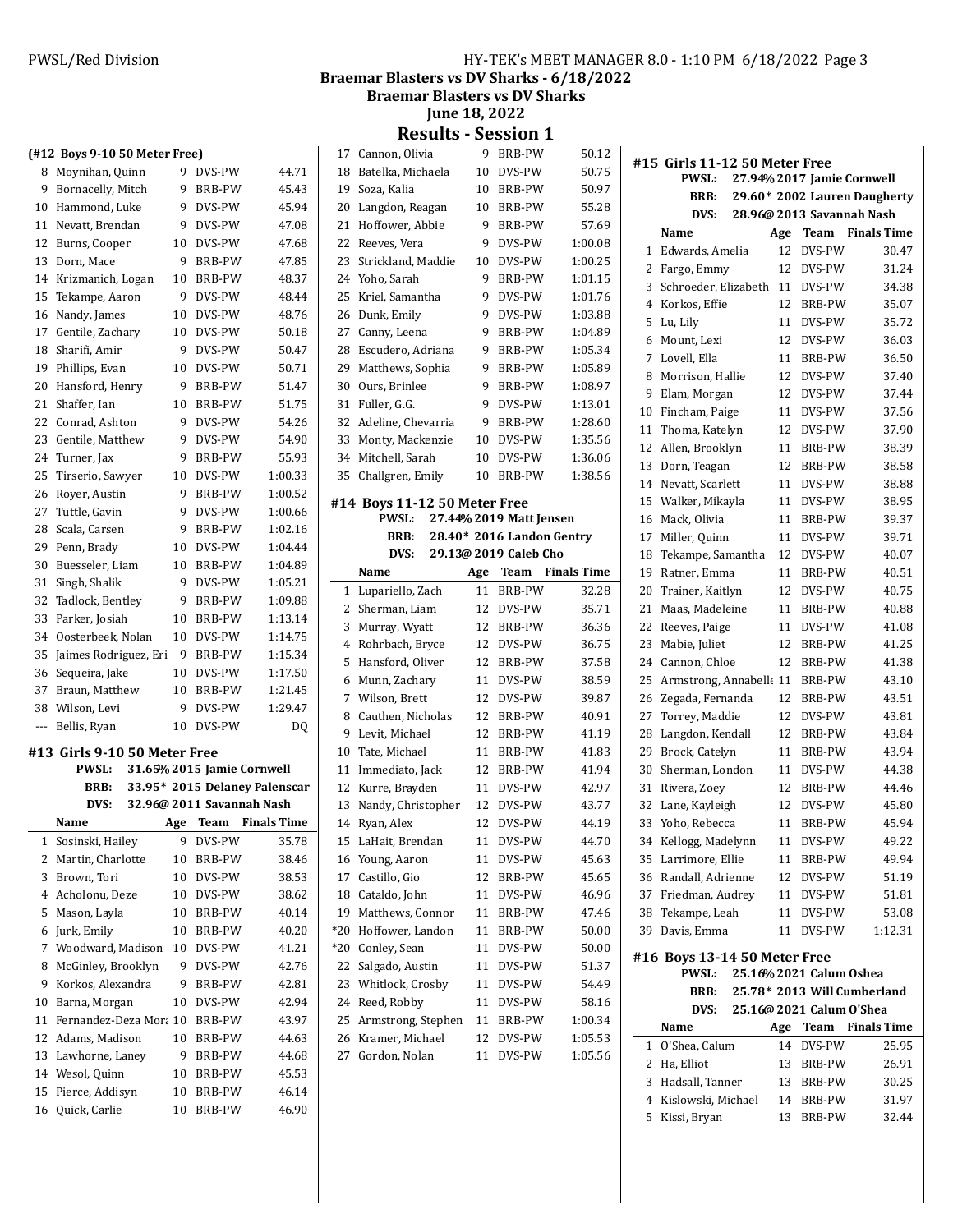Braemar Blasters vs DV Sharks - 6/18/2022

Braemar Blasters vs DV Sharks

June 18, 2022

## Results - Session 1

### (#12 Boys 9-10 50 Meter Free)

| | Name | Age | Team | Finals Time |
|---|---|---|---|---|
| 8 | Moynihan, Quinn | 9 | DVS-PW | 44.71 |
| 9 | Bornacelly, Mitch | 9 | BRB-PW | 45.43 |
| 10 | Hammond, Luke | 9 | DVS-PW | 45.94 |
| 11 | Nevatt, Brendan | 9 | DVS-PW | 47.08 |
| 12 | Burns, Cooper | 10 | DVS-PW | 47.68 |
| 13 | Dorn, Mace | 9 | BRB-PW | 47.85 |
| 14 | Krizmanich, Logan | 10 | BRB-PW | 48.37 |
| 15 | Tekampe, Aaron | 9 | DVS-PW | 48.44 |
| 16 | Nandy, James | 10 | DVS-PW | 48.76 |
| 17 | Gentile, Zachary | 10 | DVS-PW | 50.18 |
| 18 | Sharifi, Amir | 9 | DVS-PW | 50.47 |
| 19 | Phillips, Evan | 10 | DVS-PW | 50.71 |
| 20 | Hansford, Henry | 9 | BRB-PW | 51.47 |
| 21 | Shaffer, Ian | 10 | BRB-PW | 51.75 |
| 22 | Conrad, Ashton | 9 | DVS-PW | 54.26 |
| 23 | Gentile, Matthew | 9 | DVS-PW | 54.90 |
| 24 | Turner, Jax | 9 | BRB-PW | 55.93 |
| 25 | Tirserio, Sawyer | 10 | DVS-PW | 1:00.33 |
| 26 | Royer, Austin | 9 | BRB-PW | 1:00.52 |
| 27 | Tuttle, Gavin | 9 | DVS-PW | 1:00.66 |
| 28 | Scala, Carsen | 9 | BRB-PW | 1:02.16 |
| 29 | Penn, Brady | 10 | DVS-PW | 1:04.44 |
| 30 | Buesseler, Liam | 10 | BRB-PW | 1:04.89 |
| 31 | Singh, Shalik | 9 | DVS-PW | 1:05.21 |
| 32 | Tadlock, Bentley | 9 | BRB-PW | 1:09.88 |
| 33 | Parker, Josiah | 10 | BRB-PW | 1:13.14 |
| 34 | Oosterbeek, Nolan | 10 | DVS-PW | 1:14.75 |
| 35 | Jaimes Rodriguez, Eri | 9 | BRB-PW | 1:15.34 |
| 36 | Sequeira, Jake | 10 | DVS-PW | 1:17.50 |
| 37 | Braun, Matthew | 10 | BRB-PW | 1:21.45 |
| 38 | Wilson, Levi | 9 | DVS-PW | 1:29.47 |
| --- | Bellis, Ryan | 10 | DVS-PW | DQ |

### #13 Girls 9-10 50 Meter Free

**PWSL:** 31.65% 2015 Jamie Cornwell
**BRB:** 33.95* 2015 Delaney Palenscar
**DVS:** 32.96@ 2011 Savannah Nash

| | Name | Age | Team | Finals Time |
|---|---|---|---|---|
| 1 | Sosinski, Hailey | 9 | DVS-PW | 35.78 |
| 2 | Martin, Charlotte | 10 | BRB-PW | 38.46 |
| 3 | Brown, Tori | 10 | DVS-PW | 38.53 |
| 4 | Acholonu, Deze | 10 | DVS-PW | 38.62 |
| 5 | Mason, Layla | 10 | BRB-PW | 40.14 |
| 6 | Jurk, Emily | 10 | BRB-PW | 40.20 |
| 7 | Woodward, Madison | 10 | DVS-PW | 41.21 |
| 8 | McGinley, Brooklyn | 9 | DVS-PW | 42.76 |
| 9 | Korkos, Alexandra | 9 | BRB-PW | 42.81 |
| 10 | Barna, Morgan | 10 | DVS-PW | 42.94 |
| 11 | Fernandez-Deza Mora | 10 | BRB-PW | 43.97 |
| 12 | Adams, Madison | 10 | BRB-PW | 44.63 |
| 13 | Lawhorne, Laney | 9 | BRB-PW | 44.68 |
| 14 | Wesol, Quinn | 10 | BRB-PW | 45.53 |
| 15 | Pierce, Addisyn | 10 | BRB-PW | 46.14 |
| 16 | Quick, Carlie | 10 | BRB-PW | 46.90 |
| 17 | Cannon, Olivia | 9 | BRB-PW | 50.12 |
| 18 | Batelka, Michaela | 10 | DVS-PW | 50.75 |
| 19 | Soza, Kalia | 10 | BRB-PW | 50.97 |
| 20 | Langdon, Reagan | 10 | BRB-PW | 55.28 |
| 21 | Hoffower, Abbie | 9 | BRB-PW | 57.69 |
| 22 | Reeves, Vera | 9 | DVS-PW | 1:00.08 |
| 23 | Strickland, Maddie | 10 | DVS-PW | 1:00.25 |
| 24 | Yoho, Sarah | 9 | BRB-PW | 1:01.15 |
| 25 | Kriel, Samantha | 9 | DVS-PW | 1:01.76 |
| 26 | Dunk, Emily | 9 | DVS-PW | 1:03.88 |
| 27 | Canny, Leena | 9 | BRB-PW | 1:04.89 |
| 28 | Escudero, Adriana | 9 | BRB-PW | 1:05.34 |
| 29 | Matthews, Sophia | 9 | BRB-PW | 1:05.89 |
| 30 | Ours, Brinlee | 9 | BRB-PW | 1:08.97 |
| 31 | Fuller, G.G. | 9 | DVS-PW | 1:13.01 |
| 32 | Adeline, Chevarria | 9 | BRB-PW | 1:28.60 |
| 33 | Monty, Mackenzie | 10 | DVS-PW | 1:35.56 |
| 34 | Mitchell, Sarah | 10 | DVS-PW | 1:36.06 |
| 35 | Challgren, Emily | 10 | BRB-PW | 1:38.56 |

### #14 Boys 11-12 50 Meter Free

**PWSL:** 27.44% 2019 Matt Jensen
**BRB:** 28.40* 2016 Landon Gentry
**DVS:** 29.13@ 2019 Caleb Cho

| | Name | Age | Team | Finals Time |
|---|---|---|---|---|
| 1 | Lupariello, Zach | 11 | BRB-PW | 32.28 |
| 2 | Sherman, Liam | 12 | DVS-PW | 35.71 |
| 3 | Murray, Wyatt | 12 | BRB-PW | 36.36 |
| 4 | Rohrbach, Bryce | 12 | DVS-PW | 36.75 |
| 5 | Hansford, Oliver | 12 | BRB-PW | 37.58 |
| 6 | Munn, Zachary | 11 | DVS-PW | 38.59 |
| 7 | Wilson, Brett | 12 | DVS-PW | 39.87 |
| 8 | Cauthen, Nicholas | 12 | BRB-PW | 40.91 |
| 9 | Levit, Michael | 12 | BRB-PW | 41.19 |
| 10 | Tate, Michael | 11 | BRB-PW | 41.83 |
| 11 | Immediato, Jack | 12 | BRB-PW | 41.94 |
| 12 | Kurre, Brayden | 11 | DVS-PW | 42.97 |
| 13 | Nandy, Christopher | 12 | DVS-PW | 43.77 |
| 14 | Ryan, Alex | 12 | DVS-PW | 44.19 |
| 15 | LaHait, Brendan | 11 | DVS-PW | 44.70 |
| 16 | Young, Aaron | 11 | DVS-PW | 45.63 |
| 17 | Castillo, Gio | 12 | BRB-PW | 45.65 |
| 18 | Cataldo, John | 11 | DVS-PW | 46.96 |
| 19 | Matthews, Connor | 11 | BRB-PW | 47.46 |
| *20 | Hoffower, Landon | 11 | BRB-PW | 50.00 |
| *20 | Conley, Sean | 11 | DVS-PW | 50.00 |
| 22 | Salgado, Austin | 11 | DVS-PW | 51.37 |
| 23 | Whitlock, Crosby | 11 | DVS-PW | 54.49 |
| 24 | Reed, Robby | 11 | DVS-PW | 58.16 |
| 25 | Armstrong, Stephen | 11 | BRB-PW | 1:00.34 |
| 26 | Kramer, Michael | 12 | DVS-PW | 1:05.53 |
| 27 | Gordon, Nolan | 11 | DVS-PW | 1:05.56 |

### #15 Girls 11-12 50 Meter Free

**PWSL:** 27.94% 2017 Jamie Cornwell
**BRB:** 29.60* 2002 Lauren Daugherty
**DVS:** 28.96@ 2013 Savannah Nash

| | Name | Age | Team | Finals Time |
|---|---|---|---|---|
| 1 | Edwards, Amelia | 12 | DVS-PW | 30.47 |
| 2 | Fargo, Emmy | 12 | DVS-PW | 31.24 |
| 3 | Schroeder, Elizabeth | 11 | DVS-PW | 34.38 |
| 4 | Korkos, Effie | 12 | BRB-PW | 35.07 |
| 5 | Lu, Lily | 11 | DVS-PW | 35.72 |
| 6 | Mount, Lexi | 12 | DVS-PW | 36.03 |
| 7 | Lovell, Ella | 11 | BRB-PW | 36.50 |
| 8 | Morrison, Hallie | 12 | DVS-PW | 37.40 |
| 9 | Elam, Morgan | 12 | DVS-PW | 37.44 |
| 10 | Fincham, Paige | 11 | DVS-PW | 37.56 |
| 11 | Thoma, Katelyn | 12 | DVS-PW | 37.90 |
| 12 | Allen, Brooklyn | 11 | BRB-PW | 38.39 |
| 13 | Dorn, Teagan | 12 | BRB-PW | 38.58 |
| 14 | Nevatt, Scarlett | 11 | DVS-PW | 38.88 |
| 15 | Walker, Mikayla | 11 | DVS-PW | 38.95 |
| 16 | Mack, Olivia | 11 | BRB-PW | 39.37 |
| 17 | Miller, Quinn | 11 | DVS-PW | 39.71 |
| 18 | Tekampe, Samantha | 12 | DVS-PW | 40.07 |
| 19 | Ratner, Emma | 11 | BRB-PW | 40.51 |
| 20 | Trainer, Kaitlyn | 12 | DVS-PW | 40.75 |
| 21 | Maas, Madeleine | 11 | BRB-PW | 40.88 |
| 22 | Reeves, Paige | 11 | DVS-PW | 41.08 |
| 23 | Mabie, Juliet | 12 | BRB-PW | 41.25 |
| 24 | Cannon, Chloe | 12 | BRB-PW | 41.38 |
| 25 | Armstrong, Annabelle | 11 | BRB-PW | 43.10 |
| 26 | Zegada, Fernanda | 12 | BRB-PW | 43.51 |
| 27 | Torrey, Maddie | 12 | DVS-PW | 43.81 |
| 28 | Langdon, Kendall | 12 | BRB-PW | 43.84 |
| 29 | Brock, Catelyn | 11 | BRB-PW | 43.94 |
| 30 | Sherman, London | 11 | DVS-PW | 44.38 |
| 31 | Rivera, Zoey | 12 | BRB-PW | 44.46 |
| 32 | Lane, Kayleigh | 12 | DVS-PW | 45.80 |
| 33 | Yoho, Rebecca | 11 | BRB-PW | 45.94 |
| 34 | Kellogg, Madelynn | 11 | DVS-PW | 49.22 |
| 35 | Larrimore, Ellie | 11 | BRB-PW | 49.94 |
| 36 | Randall, Adrienne | 12 | DVS-PW | 51.19 |
| 37 | Friedman, Audrey | 11 | DVS-PW | 51.81 |
| 38 | Tekampe, Leah | 11 | DVS-PW | 53.08 |
| 39 | Davis, Emma | 11 | DVS-PW | 1:12.31 |

### #16 Boys 13-14 50 Meter Free

**PWSL:** 25.16% 2021 Calum Oshea
**BRB:** 25.78* 2013 Will Cumberland
**DVS:** 25.16@ 2021 Calum O'Shea

| | Name | Age | Team | Finals Time |
|---|---|---|---|---|
| 1 | O'Shea, Calum | 14 | DVS-PW | 25.95 |
| 2 | Ha, Elliot | 13 | BRB-PW | 26.91 |
| 3 | Hadsall, Tanner | 13 | BRB-PW | 30.25 |
| 4 | Kislowski, Michael | 14 | BRB-PW | 31.97 |
| 5 | Kissi, Bryan | 13 | BRB-PW | 32.44 |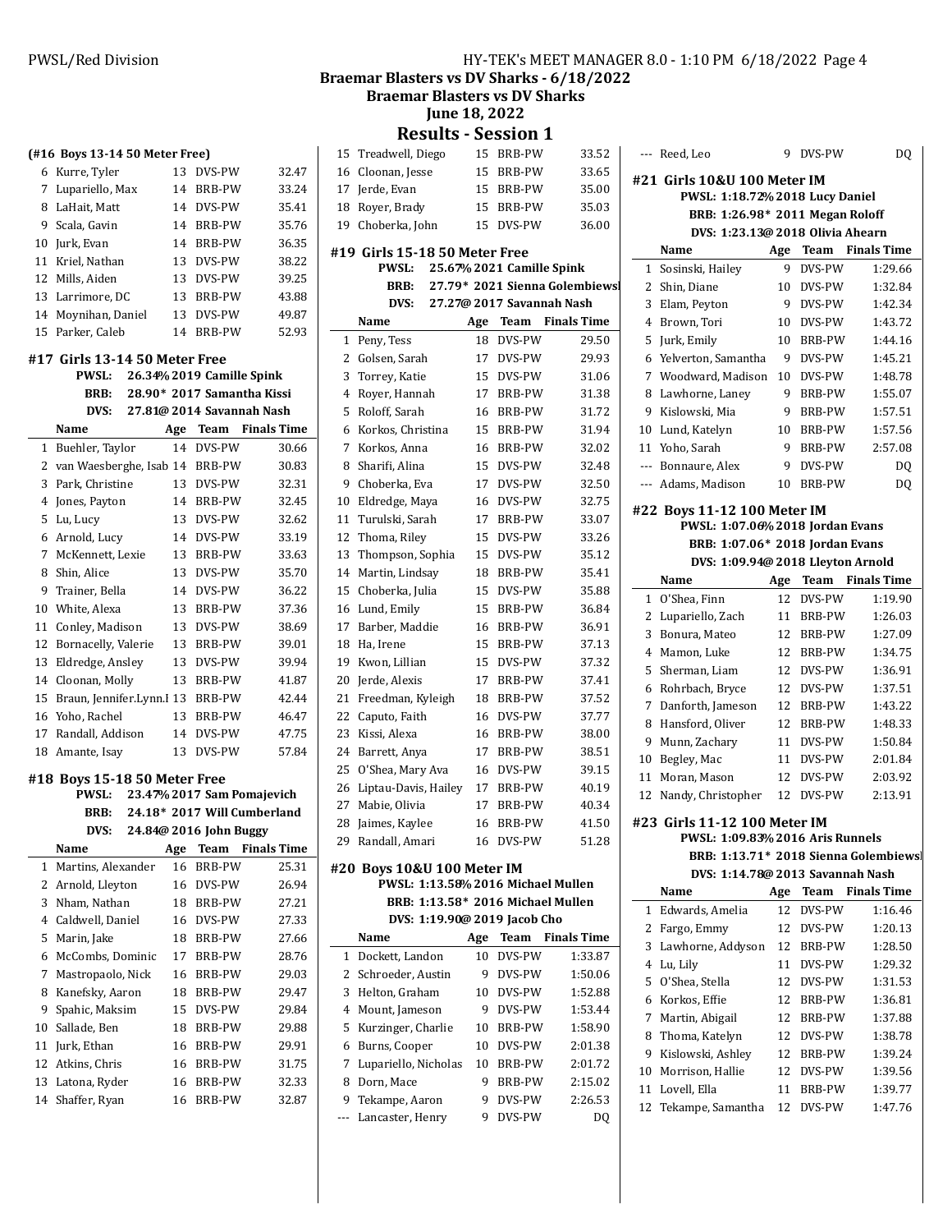## Braemar Blasters vs DV Sharks - 6/18/2022
## Braemar Blasters vs DV Sharks
## June 18, 2022
## Results - Session 1

### (#16 Boys 13-14 50 Meter Free)

| | Name | Age | Team | Finals Time |
|---|---|---|---|---|
| 6 | Kurre, Tyler | 13 | DVS-PW | 32.47 |
| 7 | Lupariello, Max | 14 | BRB-PW | 33.24 |
| 8 | LaHait, Matt | 14 | DVS-PW | 35.41 |
| 9 | Scala, Gavin | 14 | BRB-PW | 35.76 |
| 10 | Jurk, Evan | 14 | BRB-PW | 36.35 |
| 11 | Kriel, Nathan | 13 | DVS-PW | 38.22 |
| 12 | Mills, Aiden | 13 | DVS-PW | 39.25 |
| 13 | Larrimore, DC | 13 | BRB-PW | 43.88 |
| 14 | Moynihan, Daniel | 13 | DVS-PW | 49.87 |
| 15 | Parker, Caleb | 14 | BRB-PW | 52.93 |

### #17 Girls 13-14 50 Meter Free

PWSL: 26.34% 2019 Camille Spink
BRB: 28.90* 2017 Samantha Kissi
DVS: 27.81@ 2014 Savannah Nash

| | Name | Age | Team | Finals Time |
|---|---|---|---|---|
| 1 | Buehler, Taylor | 14 | DVS-PW | 30.66 |
| 2 | van Waesberghe, Isab | 14 | BRB-PW | 30.83 |
| 3 | Park, Christine | 13 | DVS-PW | 32.31 |
| 4 | Jones, Payton | 14 | BRB-PW | 32.45 |
| 5 | Lu, Lucy | 13 | DVS-PW | 32.62 |
| 6 | Arnold, Lucy | 14 | DVS-PW | 33.19 |
| 7 | McKennett, Lexie | 13 | BRB-PW | 33.63 |
| 8 | Shin, Alice | 13 | DVS-PW | 35.70 |
| 9 | Trainer, Bella | 14 | DVS-PW | 36.22 |
| 10 | White, Alexa | 13 | BRB-PW | 37.36 |
| 11 | Conley, Madison | 13 | DVS-PW | 38.69 |
| 12 | Bornacelly, Valerie | 13 | BRB-PW | 39.01 |
| 13 | Eldredge, Ansley | 13 | DVS-PW | 39.94 |
| 14 | Cloonan, Molly | 13 | BRB-PW | 41.87 |
| 15 | Braun, Jennifer.Lynn.I | 13 | BRB-PW | 42.44 |
| 16 | Yoho, Rachel | 13 | BRB-PW | 46.47 |
| 17 | Randall, Addison | 14 | DVS-PW | 47.75 |
| 18 | Amante, Isay | 13 | DVS-PW | 57.84 |

### #18 Boys 15-18 50 Meter Free

PWSL: 23.47% 2017 Sam Pomajevich
BRB: 24.18* 2017 Will Cumberland
DVS: 24.84@ 2016 John Buggy

| | Name | Age | Team | Finals Time |
|---|---|---|---|---|
| 1 | Martins, Alexander | 16 | BRB-PW | 25.31 |
| 2 | Arnold, Lleyton | 16 | DVS-PW | 26.94 |
| 3 | Nham, Nathan | 18 | BRB-PW | 27.21 |
| 4 | Caldwell, Daniel | 16 | DVS-PW | 27.33 |
| 5 | Marin, Jake | 18 | BRB-PW | 27.66 |
| 6 | McCombs, Dominic | 17 | BRB-PW | 28.76 |
| 7 | Mastropaolo, Nick | 16 | BRB-PW | 29.03 |
| 8 | Kanefsky, Aaron | 18 | BRB-PW | 29.47 |
| 9 | Spahic, Maksim | 15 | DVS-PW | 29.84 |
| 10 | Sallade, Ben | 18 | BRB-PW | 29.88 |
| 11 | Jurk, Ethan | 16 | BRB-PW | 29.91 |
| 12 | Atkins, Chris | 16 | BRB-PW | 31.75 |
| 13 | Latona, Ryder | 16 | BRB-PW | 32.33 |
| 14 | Shaffer, Ryan | 16 | BRB-PW | 32.87 |
| 15 | Treadwell, Diego | 15 | BRB-PW | 33.52 |
| 16 | Cloonan, Jesse | 15 | BRB-PW | 33.65 |
| 17 | Jerde, Evan | 15 | BRB-PW | 35.00 |
| 18 | Royer, Brady | 15 | BRB-PW | 35.03 |
| 19 | Choberka, John | 15 | DVS-PW | 36.00 |

### #19 Girls 15-18 50 Meter Free

PWSL: 25.67% 2021 Camille Spink
BRB: 27.79* 2021 Sienna Golembiewsl
DVS: 27.27@ 2017 Savannah Nash

| | Name | Age | Team | Finals Time |
|---|---|---|---|---|
| 1 | Peny, Tess | 18 | DVS-PW | 29.50 |
| 2 | Golsen, Sarah | 17 | DVS-PW | 29.93 |
| 3 | Torrey, Katie | 15 | DVS-PW | 31.06 |
| 4 | Royer, Hannah | 17 | BRB-PW | 31.38 |
| 5 | Roloff, Sarah | 16 | BRB-PW | 31.72 |
| 6 | Korkos, Christina | 15 | BRB-PW | 31.94 |
| 7 | Korkos, Anna | 16 | BRB-PW | 32.02 |
| 8 | Sharifi, Alina | 15 | DVS-PW | 32.48 |
| 9 | Choberka, Eva | 17 | DVS-PW | 32.50 |
| 10 | Eldredge, Maya | 16 | DVS-PW | 32.75 |
| 11 | Turulski, Sarah | 17 | BRB-PW | 33.07 |
| 12 | Thoma, Riley | 15 | DVS-PW | 33.26 |
| 13 | Thompson, Sophia | 15 | DVS-PW | 35.12 |
| 14 | Martin, Lindsay | 18 | BRB-PW | 35.41 |
| 15 | Choberka, Julia | 15 | DVS-PW | 35.88 |
| 16 | Lund, Emily | 15 | BRB-PW | 36.84 |
| 17 | Barber, Maddie | 16 | BRB-PW | 36.91 |
| 18 | Ha, Irene | 15 | BRB-PW | 37.13 |
| 19 | Kwon, Lillian | 15 | DVS-PW | 37.32 |
| 20 | Jerde, Alexis | 17 | BRB-PW | 37.41 |
| 21 | Freedman, Kyleigh | 18 | BRB-PW | 37.52 |
| 22 | Caputo, Faith | 16 | DVS-PW | 37.77 |
| 23 | Kissi, Alexa | 16 | BRB-PW | 38.00 |
| 24 | Barrett, Anya | 17 | BRB-PW | 38.51 |
| 25 | O'Shea, Mary Ava | 16 | DVS-PW | 39.15 |
| 26 | Liptau-Davis, Hailey | 17 | BRB-PW | 40.19 |
| 27 | Mabie, Olivia | 17 | BRB-PW | 40.34 |
| 28 | Jaimes, Kaylee | 16 | BRB-PW | 41.50 |
| 29 | Randall, Amari | 16 | DVS-PW | 51.28 |

### #20 Boys 10&U 100 Meter IM

PWSL: 1:13.58% 2016 Michael Mullen
BRB: 1:13.58* 2016 Michael Mullen
DVS: 1:19.90@ 2019 Jacob Cho

| | Name | Age | Team | Finals Time |
|---|---|---|---|---|
| 1 | Dockett, Landon | 10 | DVS-PW | 1:33.87 |
| 2 | Schroeder, Austin | 9 | DVS-PW | 1:50.06 |
| 3 | Helton, Graham | 10 | DVS-PW | 1:52.88 |
| 4 | Mount, Jameson | 9 | DVS-PW | 1:53.44 |
| 5 | Kurzinger, Charlie | 10 | BRB-PW | 1:58.90 |
| 6 | Burns, Cooper | 10 | DVS-PW | 2:01.38 |
| 7 | Lupariello, Nicholas | 10 | BRB-PW | 2:01.72 |
| 8 | Dorn, Mace | 9 | BRB-PW | 2:15.02 |
| 9 | Tekampe, Aaron | 9 | DVS-PW | 2:26.53 |
| --- | Lancaster, Henry | 9 | DVS-PW | DQ |
| --- | Reed, Leo | 9 | DVS-PW | DQ |

### #21 Girls 10&U 100 Meter IM

PWSL: 1:18.72% 2018 Lucy Daniel
BRB: 1:26.98* 2011 Megan Roloff
DVS: 1:23.13@ 2018 Olivia Ahearn

| | Name | Age | Team | Finals Time |
|---|---|---|---|---|
| 1 | Sosinski, Hailey | 9 | DVS-PW | 1:29.66 |
| 2 | Shin, Diane | 10 | DVS-PW | 1:32.84 |
| 3 | Elam, Peyton | 9 | DVS-PW | 1:42.34 |
| 4 | Brown, Tori | 10 | DVS-PW | 1:43.72 |
| 5 | Jurk, Emily | 10 | BRB-PW | 1:44.16 |
| 6 | Yelverton, Samantha | 9 | DVS-PW | 1:45.21 |
| 7 | Woodward, Madison | 10 | DVS-PW | 1:48.78 |
| 8 | Lawhorne, Laney | 9 | BRB-PW | 1:55.07 |
| 9 | Kislowski, Mia | 9 | BRB-PW | 1:57.51 |
| 10 | Lund, Katelyn | 10 | BRB-PW | 1:57.56 |
| 11 | Yoho, Sarah | 9 | BRB-PW | 2:57.08 |
| --- | Bonnaure, Alex | 9 | DVS-PW | DQ |
| --- | Adams, Madison | 10 | BRB-PW | DQ |

### #22 Boys 11-12 100 Meter IM

PWSL: 1:07.06% 2018 Jordan Evans
BRB: 1:07.06* 2018 Jordan Evans
DVS: 1:09.94@ 2018 Lleyton Arnold

| | Name | Age | Team | Finals Time |
|---|---|---|---|---|
| 1 | O'Shea, Finn | 12 | DVS-PW | 1:19.90 |
| 2 | Lupariello, Zach | 11 | BRB-PW | 1:26.03 |
| 3 | Bonura, Mateo | 12 | BRB-PW | 1:27.09 |
| 4 | Mamon, Luke | 12 | BRB-PW | 1:34.75 |
| 5 | Sherman, Liam | 12 | DVS-PW | 1:36.91 |
| 6 | Rohrbach, Bryce | 12 | DVS-PW | 1:37.51 |
| 7 | Danforth, Jameson | 12 | BRB-PW | 1:43.22 |
| 8 | Hansford, Oliver | 12 | BRB-PW | 1:48.33 |
| 9 | Munn, Zachary | 11 | DVS-PW | 1:50.84 |
| 10 | Begley, Mac | 11 | DVS-PW | 2:01.84 |
| 11 | Moran, Mason | 12 | DVS-PW | 2:03.92 |
| 12 | Nandy, Christopher | 12 | DVS-PW | 2:13.91 |

### #23 Girls 11-12 100 Meter IM

PWSL: 1:09.83% 2016 Aris Runnels
BRB: 1:13.71* 2018 Sienna Golembiewsl
DVS: 1:14.78@ 2013 Savannah Nash

| | Name | Age | Team | Finals Time |
|---|---|---|---|---|
| 1 | Edwards, Amelia | 12 | DVS-PW | 1:16.46 |
| 2 | Fargo, Emmy | 12 | DVS-PW | 1:20.13 |
| 3 | Lawhorne, Addyson | 12 | BRB-PW | 1:28.50 |
| 4 | Lu, Lily | 11 | DVS-PW | 1:29.32 |
| 5 | O'Shea, Stella | 12 | DVS-PW | 1:31.53 |
| 6 | Korkos, Effie | 12 | BRB-PW | 1:36.81 |
| 7 | Martin, Abigail | 12 | BRB-PW | 1:37.88 |
| 8 | Thoma, Katelyn | 12 | DVS-PW | 1:38.78 |
| 9 | Kislowski, Ashley | 12 | BRB-PW | 1:39.24 |
| 10 | Morrison, Hallie | 12 | DVS-PW | 1:39.56 |
| 11 | Lovell, Ella | 11 | BRB-PW | 1:39.77 |
| 12 | Tekampe, Samantha | 12 | DVS-PW | 1:47.76 |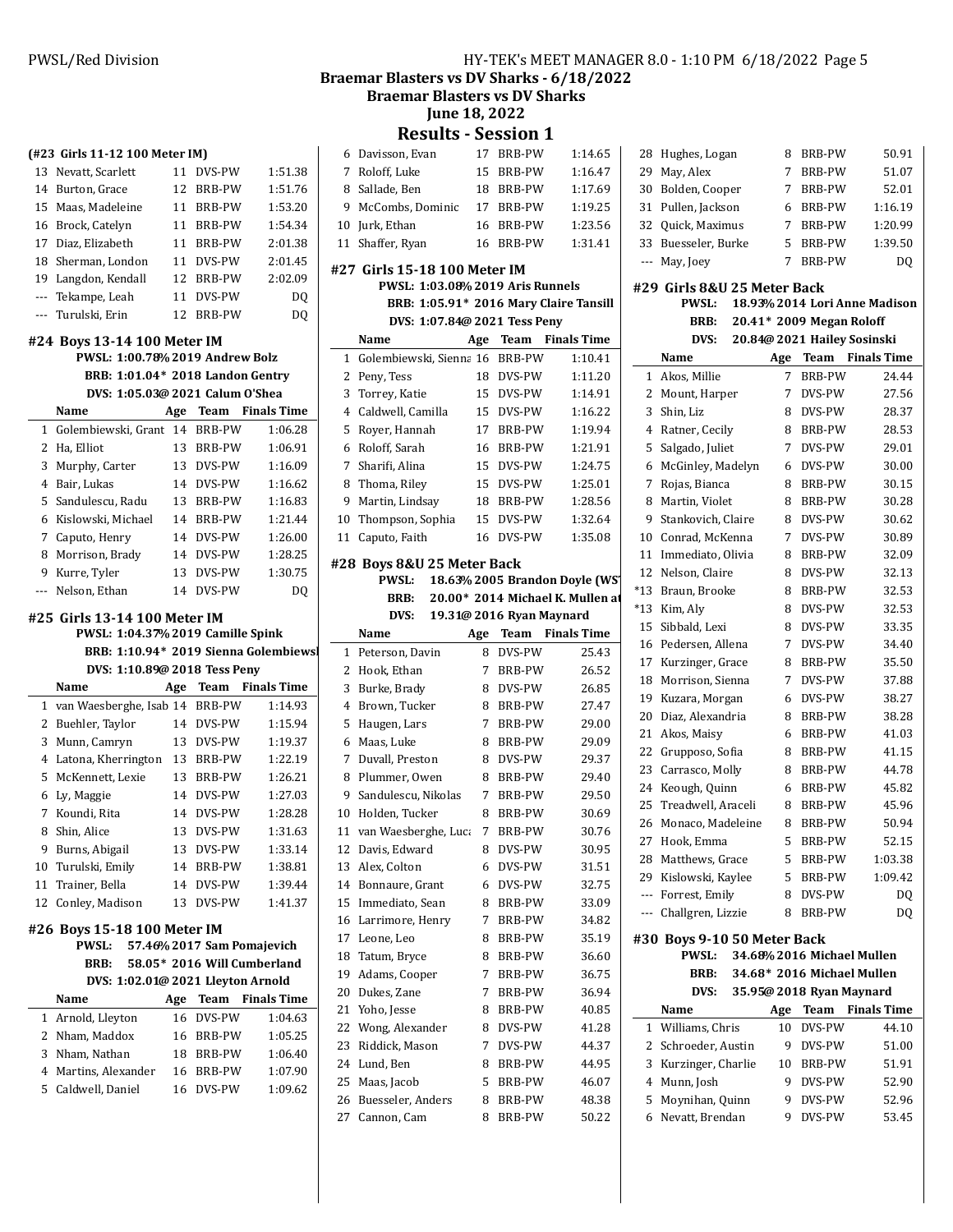## Braemar Blasters vs DV Sharks - 6/18/2022
## Braemar Blasters vs DV Sharks
## June 18, 2022
## Results - Session 1

### (#23 Girls 11-12 100 Meter IM)

| | Name | Age | Team | Finals Time |
|---|---|---|---|---|
| 13 | Nevatt, Scarlett | 11 | DVS-PW | 1:51.38 |
| 14 | Burton, Grace | 12 | BRB-PW | 1:51.76 |
| 15 | Maas, Madeleine | 11 | BRB-PW | 1:53.20 |
| 16 | Brock, Catelyn | 11 | BRB-PW | 1:54.34 |
| 17 | Diaz, Elizabeth | 11 | BRB-PW | 2:01.38 |
| 18 | Sherman, London | 11 | DVS-PW | 2:01.45 |
| 19 | Langdon, Kendall | 12 | BRB-PW | 2:02.09 |
| --- | Tekampe, Leah | 11 | DVS-PW | DQ |
| --- | Turulski, Erin | 12 | BRB-PW | DQ |

### #24 Boys 13-14 100 Meter IM

PWSL: 1:00.78% 2019 Andrew Bolz
BRB: 1:01.04* 2018 Landon Gentry
DVS: 1:05.03@ 2021 Calum O'Shea

| | Name | Age | Team | Finals Time |
|---|---|---|---|---|
| 1 | Golembiewski, Grant | 14 | BRB-PW | 1:06.28 |
| 2 | Ha, Elliot | 13 | BRB-PW | 1:06.91 |
| 3 | Murphy, Carter | 13 | DVS-PW | 1:16.09 |
| 4 | Bair, Lukas | 14 | DVS-PW | 1:16.62 |
| 5 | Sandulescu, Radu | 13 | BRB-PW | 1:16.83 |
| 6 | Kislowski, Michael | 14 | BRB-PW | 1:21.44 |
| 7 | Caputo, Henry | 14 | DVS-PW | 1:26.00 |
| 8 | Morrison, Brady | 14 | DVS-PW | 1:28.25 |
| 9 | Kurre, Tyler | 13 | DVS-PW | 1:30.75 |
| --- | Nelson, Ethan | 14 | DVS-PW | DQ |

### #25 Girls 13-14 100 Meter IM

PWSL: 1:04.37% 2019 Camille Spink
BRB: 1:10.94* 2019 Sienna Golembiewsl
DVS: 1:10.89@ 2018 Tess Peny

| | Name | Age | Team | Finals Time |
|---|---|---|---|---|
| 1 | van Waesberghe, Isab | 14 | BRB-PW | 1:14.93 |
| 2 | Buehler, Taylor | 14 | DVS-PW | 1:15.94 |
| 3 | Munn, Camryn | 13 | DVS-PW | 1:19.37 |
| 4 | Latona, Kherrington | 13 | BRB-PW | 1:22.19 |
| 5 | McKennett, Lexie | 13 | BRB-PW | 1:26.21 |
| 6 | Ly, Maggie | 14 | DVS-PW | 1:27.03 |
| 7 | Koundi, Rita | 14 | DVS-PW | 1:28.28 |
| 8 | Shin, Alice | 13 | DVS-PW | 1:31.63 |
| 9 | Burns, Abigail | 13 | DVS-PW | 1:33.14 |
| 10 | Turulski, Emily | 14 | BRB-PW | 1:38.81 |
| 11 | Trainer, Bella | 14 | DVS-PW | 1:39.44 |
| 12 | Conley, Madison | 13 | DVS-PW | 1:41.37 |

### #26 Boys 15-18 100 Meter IM

PWSL: 57.46% 2017 Sam Pomajevich
BRB: 58.05* 2016 Will Cumberland
DVS: 1:02.01@ 2021 Lleyton Arnold

| | Name | Age | Team | Finals Time |
|---|---|---|---|---|
| 1 | Arnold, Lleyton | 16 | DVS-PW | 1:04.63 |
| 2 | Nham, Maddox | 16 | BRB-PW | 1:05.25 |
| 3 | Nham, Nathan | 18 | BRB-PW | 1:06.40 |
| 4 | Martins, Alexander | 16 | BRB-PW | 1:07.90 |
| 5 | Caldwell, Daniel | 16 | DVS-PW | 1:09.62 |
| 6 | Davisson, Evan | 17 | BRB-PW | 1:14.65 |
| 7 | Roloff, Luke | 15 | BRB-PW | 1:16.47 |
| 8 | Sallade, Ben | 18 | BRB-PW | 1:17.69 |
| 9 | McCombs, Dominic | 17 | BRB-PW | 1:19.25 |
| 10 | Jurk, Ethan | 16 | BRB-PW | 1:23.56 |
| 11 | Shaffer, Ryan | 16 | BRB-PW | 1:31.41 |

### #27 Girls 15-18 100 Meter IM

PWSL: 1:03.08% 2019 Aris Runnels
BRB: 1:05.91* 2016 Mary Claire Tansill
DVS: 1:07.84@ 2021 Tess Peny

| | Name | Age | Team | Finals Time |
|---|---|---|---|---|
| 1 | Golembiewski, Sienna | 16 | BRB-PW | 1:10.41 |
| 2 | Peny, Tess | 18 | DVS-PW | 1:11.20 |
| 3 | Torrey, Katie | 15 | DVS-PW | 1:14.91 |
| 4 | Caldwell, Camilla | 15 | DVS-PW | 1:16.22 |
| 5 | Royer, Hannah | 17 | BRB-PW | 1:19.94 |
| 6 | Roloff, Sarah | 16 | BRB-PW | 1:21.91 |
| 7 | Sharifi, Alina | 15 | DVS-PW | 1:24.75 |
| 8 | Thoma, Riley | 15 | DVS-PW | 1:25.01 |
| 9 | Martin, Lindsay | 18 | BRB-PW | 1:28.56 |
| 10 | Thompson, Sophia | 15 | DVS-PW | 1:32.64 |
| 11 | Caputo, Faith | 16 | DVS-PW | 1:35.08 |

### #28 Boys 8&U 25 Meter Back

PWSL: 18.63% 2005 Brandon Doyle (WST
BRB: 20.00* 2014 Michael K. Mullen at
DVS: 19.31@ 2016 Ryan Maynard

| | Name | Age | Team | Finals Time |
|---|---|---|---|---|
| 1 | Peterson, Davin | 8 | DVS-PW | 25.43 |
| 2 | Hook, Ethan | 7 | BRB-PW | 26.52 |
| 3 | Burke, Brady | 8 | DVS-PW | 26.85 |
| 4 | Brown, Tucker | 8 | BRB-PW | 27.47 |
| 5 | Haugen, Lars | 7 | BRB-PW | 29.00 |
| 6 | Maas, Luke | 8 | BRB-PW | 29.09 |
| 7 | Duvall, Preston | 8 | DVS-PW | 29.37 |
| 8 | Plummer, Owen | 8 | BRB-PW | 29.40 |
| 9 | Sandulescu, Nikolas | 7 | BRB-PW | 29.50 |
| 10 | Holden, Tucker | 8 | BRB-PW | 30.69 |
| 11 | van Waesberghe, Luca | 7 | BRB-PW | 30.76 |
| 12 | Davis, Edward | 8 | DVS-PW | 30.95 |
| 13 | Alex, Colton | 6 | DVS-PW | 31.51 |
| 14 | Bonnaure, Grant | 6 | DVS-PW | 32.75 |
| 15 | Immediato, Sean | 8 | BRB-PW | 33.09 |
| 16 | Larrimore, Henry | 7 | BRB-PW | 34.82 |
| 17 | Leone, Leo | 8 | BRB-PW | 35.19 |
| 18 | Tatum, Bryce | 8 | BRB-PW | 36.60 |
| 19 | Adams, Cooper | 7 | BRB-PW | 36.75 |
| 20 | Dukes, Zane | 7 | BRB-PW | 36.94 |
| 21 | Yoho, Jesse | 8 | BRB-PW | 40.85 |
| 22 | Wong, Alexander | 8 | DVS-PW | 41.28 |
| 23 | Riddick, Mason | 7 | DVS-PW | 44.37 |
| 24 | Lund, Ben | 8 | BRB-PW | 44.95 |
| 25 | Maas, Jacob | 5 | BRB-PW | 46.07 |
| 26 | Buesseler, Anders | 8 | BRB-PW | 48.38 |
| 27 | Cannon, Cam | 8 | BRB-PW | 50.22 |
| 28 | Hughes, Logan | 8 | BRB-PW | 50.91 |
| 29 | May, Alex | 7 | BRB-PW | 51.07 |
| 30 | Bolden, Cooper | 7 | BRB-PW | 52.01 |
| 31 | Pullen, Jackson | 6 | BRB-PW | 1:16.19 |
| 32 | Quick, Maximus | 7 | BRB-PW | 1:20.99 |
| 33 | Buesseler, Burke | 5 | BRB-PW | 1:39.50 |
| --- | May, Joey | 7 | BRB-PW | DQ |

### #29 Girls 8&U 25 Meter Back

PWSL: 18.93% 2014 Lori Anne Madison
BRB: 20.41* 2009 Megan Roloff
DVS: 20.84@ 2021 Hailey Sosinski

| | Name | Age | Team | Finals Time |
|---|---|---|---|---|
| 1 | Akos, Millie | 7 | BRB-PW | 24.44 |
| 2 | Mount, Harper | 7 | DVS-PW | 27.56 |
| 3 | Shin, Liz | 8 | DVS-PW | 28.37 |
| 4 | Ratner, Cecily | 8 | BRB-PW | 28.53 |
| 5 | Salgado, Juliet | 7 | DVS-PW | 29.01 |
| 6 | McGinley, Madelyn | 6 | DVS-PW | 30.00 |
| 7 | Rojas, Bianca | 8 | BRB-PW | 30.15 |
| 8 | Martin, Violet | 8 | BRB-PW | 30.28 |
| 9 | Stankovich, Claire | 8 | DVS-PW | 30.62 |
| 10 | Conrad, McKenna | 7 | DVS-PW | 30.89 |
| 11 | Immediato, Olivia | 8 | BRB-PW | 32.09 |
| 12 | Nelson, Claire | 8 | DVS-PW | 32.13 |
| *13 | Braun, Brooke | 8 | BRB-PW | 32.53 |
| *13 | Kim, Aly | 8 | DVS-PW | 32.53 |
| 15 | Sibbald, Lexi | 8 | DVS-PW | 33.35 |
| 16 | Pedersen, Allena | 7 | DVS-PW | 34.40 |
| 17 | Kurzinger, Grace | 8 | BRB-PW | 35.50 |
| 18 | Morrison, Sienna | 7 | DVS-PW | 37.88 |
| 19 | Kuzara, Morgan | 6 | DVS-PW | 38.27 |
| 20 | Diaz, Alexandria | 8 | BRB-PW | 38.28 |
| 21 | Akos, Maisy | 6 | BRB-PW | 41.03 |
| 22 | Grupposo, Sofia | 8 | BRB-PW | 41.15 |
| 23 | Carrasco, Molly | 8 | BRB-PW | 44.78 |
| 24 | Keough, Quinn | 6 | BRB-PW | 45.82 |
| 25 | Treadwell, Araceli | 8 | BRB-PW | 45.96 |
| 26 | Monaco, Madeleine | 8 | BRB-PW | 50.94 |
| 27 | Hook, Emma | 5 | BRB-PW | 52.15 |
| 28 | Matthews, Grace | 5 | BRB-PW | 1:03.38 |
| 29 | Kislowski, Kaylee | 5 | BRB-PW | 1:09.42 |
| --- | Forrest, Emily | 8 | DVS-PW | DQ |
| --- | Challgren, Lizzie | 8 | BRB-PW | DQ |

### #30 Boys 9-10 50 Meter Back

PWSL: 34.68% 2016 Michael Mullen
BRB: 34.68* 2016 Michael Mullen
DVS: 35.95@ 2018 Ryan Maynard

| | Name | Age | Team | Finals Time |
|---|---|---|---|---|
| 1 | Williams, Chris | 10 | DVS-PW | 44.10 |
| 2 | Schroeder, Austin | 9 | DVS-PW | 51.00 |
| 3 | Kurzinger, Charlie | 10 | BRB-PW | 51.91 |
| 4 | Munn, Josh | 9 | DVS-PW | 52.90 |
| 5 | Moynihan, Quinn | 9 | DVS-PW | 52.96 |
| 6 | Nevatt, Brendan | 9 | DVS-PW | 53.45 |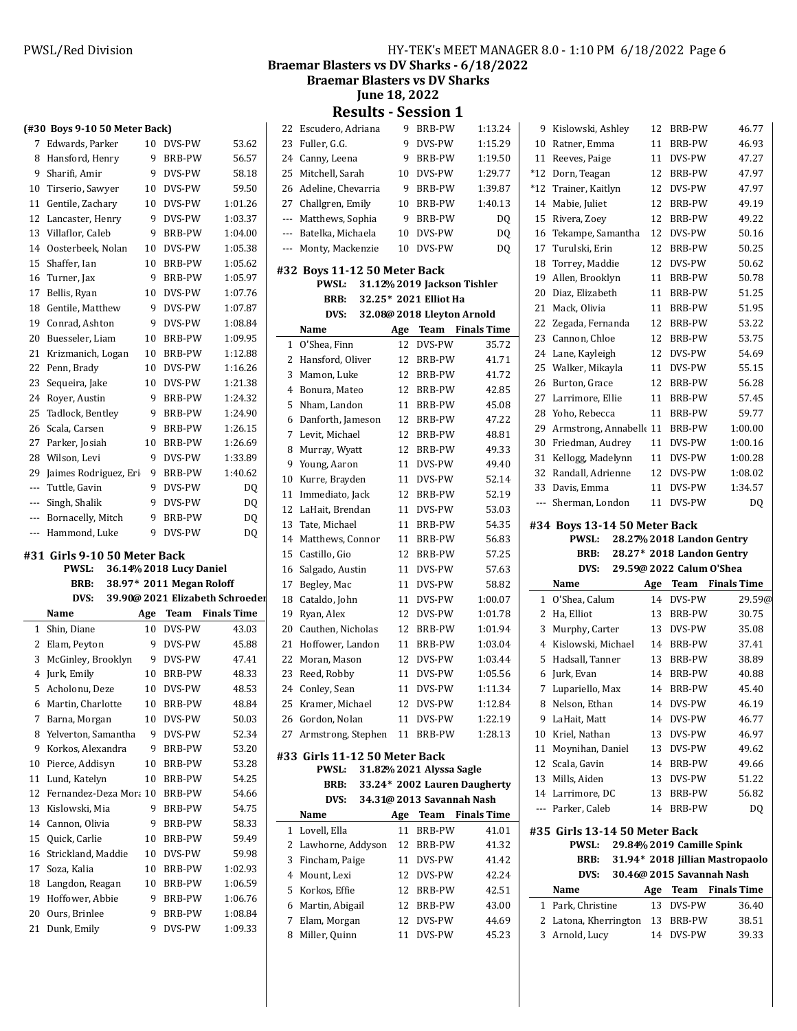## Braemar Blasters vs DV Sharks - 6/18/2022
### Braemar Blasters vs DV Sharks
### June 18, 2022
## Results - Session 1

**(#30 Boys 9-10 50 Meter Back)**

| | Name | Age | Team | Finals Time |
|---|---|---|---|---|
| 7 | Edwards, Parker | 10 | DVS-PW | 53.62 |
| 8 | Hansford, Henry | 9 | BRB-PW | 56.57 |
| 9 | Sharifi, Amir | 9 | DVS-PW | 58.18 |
| 10 | Tirserio, Sawyer | 10 | DVS-PW | 59.50 |
| 11 | Gentile, Zachary | 10 | DVS-PW | 1:01.26 |
| 12 | Lancaster, Henry | 9 | DVS-PW | 1:03.37 |
| 13 | Villaflor, Caleb | 9 | BRB-PW | 1:04.00 |
| 14 | Oosterbeek, Nolan | 10 | DVS-PW | 1:05.38 |
| 15 | Shaffer, Ian | 10 | BRB-PW | 1:05.62 |
| 16 | Turner, Jax | 9 | BRB-PW | 1:05.97 |
| 17 | Bellis, Ryan | 10 | DVS-PW | 1:07.76 |
| 18 | Gentile, Matthew | 9 | DVS-PW | 1:07.87 |
| 19 | Conrad, Ashton | 9 | DVS-PW | 1:08.84 |
| 20 | Buesseler, Liam | 10 | BRB-PW | 1:09.95 |
| 21 | Krizmanich, Logan | 10 | BRB-PW | 1:12.88 |
| 22 | Penn, Brady | 10 | DVS-PW | 1:16.26 |
| 23 | Sequeira, Jake | 10 | DVS-PW | 1:21.38 |
| 24 | Royer, Austin | 9 | BRB-PW | 1:24.32 |
| 25 | Tadlock, Bentley | 9 | BRB-PW | 1:24.90 |
| 26 | Scala, Carsen | 9 | BRB-PW | 1:26.15 |
| 27 | Parker, Josiah | 10 | BRB-PW | 1:26.69 |
| 28 | Wilson, Levi | 9 | DVS-PW | 1:33.89 |
| 29 | Jaimes Rodriguez, Eri | 9 | BRB-PW | 1:40.62 |
| --- | Tuttle, Gavin | 9 | DVS-PW | DQ |
| --- | Singh, Shalik | 9 | DVS-PW | DQ |
| --- | Bornacelly, Mitch | 9 | BRB-PW | DQ |
| --- | Hammond, Luke | 9 | DVS-PW | DQ |

### #31 Girls 9-10 50 Meter Back

PWSL: 36.14% 2018 Lucy Daniel
BRB: 38.97* 2011 Megan Roloff
DVS: 39.90@ 2021 Elizabeth Schroeder

| | Name | Age | Team | Finals Time |
|---|---|---|---|---|
| 1 | Shin, Diane | 10 | DVS-PW | 43.03 |
| 2 | Elam, Peyton | 9 | DVS-PW | 45.88 |
| 3 | McGinley, Brooklyn | 9 | DVS-PW | 47.41 |
| 4 | Jurk, Emily | 10 | BRB-PW | 48.33 |
| 5 | Acholonu, Deze | 10 | DVS-PW | 48.53 |
| 6 | Martin, Charlotte | 10 | BRB-PW | 48.84 |
| 7 | Barna, Morgan | 10 | DVS-PW | 50.03 |
| 8 | Yelverton, Samantha | 9 | DVS-PW | 52.34 |
| 9 | Korkos, Alexandra | 9 | BRB-PW | 53.20 |
| 10 | Pierce, Addisyn | 10 | BRB-PW | 53.28 |
| 11 | Lund, Katelyn | 10 | BRB-PW | 54.25 |
| 12 | Fernandez-Deza Mora | 10 | BRB-PW | 54.66 |
| 13 | Kislowski, Mia | 9 | BRB-PW | 54.75 |
| 14 | Cannon, Olivia | 9 | BRB-PW | 58.33 |
| 15 | Quick, Carlie | 10 | BRB-PW | 59.49 |
| 16 | Strickland, Maddie | 10 | DVS-PW | 59.98 |
| 17 | Soza, Kalia | 10 | BRB-PW | 1:02.93 |
| 18 | Langdon, Reagan | 10 | BRB-PW | 1:06.59 |
| 19 | Hoffower, Abbie | 9 | BRB-PW | 1:06.76 |
| 20 | Ours, Brinlee | 9 | BRB-PW | 1:08.84 |
| 21 | Dunk, Emily | 9 | DVS-PW | 1:09.33 |
| 22 | Escudero, Adriana | 9 | BRB-PW | 1:13.24 |
| 23 | Fuller, G.G. | 9 | DVS-PW | 1:15.29 |
| 24 | Canny, Leena | 9 | BRB-PW | 1:19.50 |
| 25 | Mitchell, Sarah | 10 | DVS-PW | 1:29.77 |
| 26 | Adeline, Chevarria | 9 | BRB-PW | 1:39.87 |
| 27 | Challgren, Emily | 10 | BRB-PW | 1:40.13 |
| --- | Matthews, Sophia | 9 | BRB-PW | DQ |
| --- | Batelka, Michaela | 10 | DVS-PW | DQ |
| --- | Monty, Mackenzie | 10 | DVS-PW | DQ |

### #32 Boys 11-12 50 Meter Back

PWSL: 31.12% 2019 Jackson Tishler
BRB: 32.25* 2021 Elliot Ha
DVS: 32.08@ 2018 Lleyton Arnold

| | Name | Age | Team | Finals Time |
|---|---|---|---|---|
| 1 | O'Shea, Finn | 12 | DVS-PW | 35.72 |
| 2 | Hansford, Oliver | 12 | BRB-PW | 41.71 |
| 3 | Mamon, Luke | 12 | BRB-PW | 41.72 |
| 4 | Bonura, Mateo | 12 | BRB-PW | 42.85 |
| 5 | Nham, Landon | 11 | BRB-PW | 45.08 |
| 6 | Danforth, Jameson | 12 | BRB-PW | 47.22 |
| 7 | Levit, Michael | 12 | BRB-PW | 48.81 |
| 8 | Murray, Wyatt | 12 | BRB-PW | 49.33 |
| 9 | Young, Aaron | 11 | DVS-PW | 49.40 |
| 10 | Kurre, Brayden | 11 | DVS-PW | 52.14 |
| 11 | Immediato, Jack | 12 | BRB-PW | 52.19 |
| 12 | LaHait, Brendan | 11 | DVS-PW | 53.03 |
| 13 | Tate, Michael | 11 | BRB-PW | 54.35 |
| 14 | Matthews, Connor | 11 | BRB-PW | 56.83 |
| 15 | Castillo, Gio | 12 | BRB-PW | 57.25 |
| 16 | Salgado, Austin | 11 | DVS-PW | 57.63 |
| 17 | Begley, Mac | 11 | DVS-PW | 58.82 |
| 18 | Cataldo, John | 11 | DVS-PW | 1:00.07 |
| 19 | Ryan, Alex | 12 | DVS-PW | 1:01.78 |
| 20 | Cauthen, Nicholas | 12 | BRB-PW | 1:01.94 |
| 21 | Hoffower, Landon | 11 | BRB-PW | 1:03.04 |
| 22 | Moran, Mason | 12 | DVS-PW | 1:03.44 |
| 23 | Reed, Robby | 11 | DVS-PW | 1:05.56 |
| 24 | Conley, Sean | 11 | DVS-PW | 1:11.34 |
| 25 | Kramer, Michael | 12 | DVS-PW | 1:12.84 |
| 26 | Gordon, Nolan | 11 | DVS-PW | 1:22.19 |
| 27 | Armstrong, Stephen | 11 | BRB-PW | 1:28.13 |

### #33 Girls 11-12 50 Meter Back

PWSL: 31.82% 2021 Alyssa Sagle
BRB: 33.24* 2002 Lauren Daugherty
DVS: 34.31@ 2013 Savannah Nash

| | Name | Age | Team | Finals Time |
|---|---|---|---|---|
| 1 | Lovell, Ella | 11 | BRB-PW | 41.01 |
| 2 | Lawhorne, Addyson | 12 | BRB-PW | 41.32 |
| 3 | Fincham, Paige | 11 | DVS-PW | 41.42 |
| 4 | Mount, Lexi | 12 | DVS-PW | 42.24 |
| 5 | Korkos, Effie | 12 | BRB-PW | 42.51 |
| 6 | Martin, Abigail | 12 | BRB-PW | 43.00 |
| 7 | Elam, Morgan | 12 | DVS-PW | 44.69 |
| 8 | Miller, Quinn | 11 | DVS-PW | 45.23 |
| 9 | Kislowski, Ashley | 12 | BRB-PW | 46.77 |
| 10 | Ratner, Emma | 11 | BRB-PW | 46.93 |
| 11 | Reeves, Paige | 11 | DVS-PW | 47.27 |
| *12 | Dorn, Teagan | 12 | BRB-PW | 47.97 |
| *12 | Trainer, Kaitlyn | 12 | DVS-PW | 47.97 |
| 14 | Mabie, Juliet | 12 | BRB-PW | 49.19 |
| 15 | Rivera, Zoey | 12 | BRB-PW | 49.22 |
| 16 | Tekampe, Samantha | 12 | DVS-PW | 50.16 |
| 17 | Turulski, Erin | 12 | BRB-PW | 50.25 |
| 18 | Torrey, Maddie | 12 | DVS-PW | 50.62 |
| 19 | Allen, Brooklyn | 11 | BRB-PW | 50.78 |
| 20 | Diaz, Elizabeth | 11 | BRB-PW | 51.25 |
| 21 | Mack, Olivia | 11 | BRB-PW | 51.95 |
| 22 | Zegada, Fernanda | 12 | BRB-PW | 53.22 |
| 23 | Cannon, Chloe | 12 | BRB-PW | 53.75 |
| 24 | Lane, Kayleigh | 12 | DVS-PW | 54.69 |
| 25 | Walker, Mikayla | 11 | DVS-PW | 55.15 |
| 26 | Burton, Grace | 12 | BRB-PW | 56.28 |
| 27 | Larrimore, Ellie | 11 | BRB-PW | 57.45 |
| 28 | Yoho, Rebecca | 11 | BRB-PW | 59.77 |
| 29 | Armstrong, Annabelle | 11 | BRB-PW | 1:00.00 |
| 30 | Friedman, Audrey | 11 | DVS-PW | 1:00.16 |
| 31 | Kellogg, Madelynn | 11 | DVS-PW | 1:00.28 |
| 32 | Randall, Adrienne | 12 | DVS-PW | 1:08.02 |
| 33 | Davis, Emma | 11 | DVS-PW | 1:34.57 |
| --- | Sherman, London | 11 | DVS-PW | DQ |

### #34 Boys 13-14 50 Meter Back

PWSL: 28.27% 2018 Landon Gentry
BRB: 28.27* 2018 Landon Gentry
DVS: 29.59@ 2022 Calum O'Shea

| | Name | Age | Team | Finals Time |
|---|---|---|---|---|
| 1 | O'Shea, Calum | 14 | DVS-PW | 29.59@ |
| 2 | Ha, Elliot | 13 | BRB-PW | 30.75 |
| 3 | Murphy, Carter | 13 | DVS-PW | 35.08 |
| 4 | Kislowski, Michael | 14 | BRB-PW | 37.41 |
| 5 | Hadsall, Tanner | 13 | BRB-PW | 38.89 |
| 6 | Jurk, Evan | 14 | BRB-PW | 40.88 |
| 7 | Lupariello, Max | 14 | BRB-PW | 45.40 |
| 8 | Nelson, Ethan | 14 | DVS-PW | 46.19 |
| 9 | LaHait, Matt | 14 | DVS-PW | 46.77 |
| 10 | Kriel, Nathan | 13 | DVS-PW | 46.97 |
| 11 | Moynihan, Daniel | 13 | DVS-PW | 49.62 |
| 12 | Scala, Gavin | 14 | BRB-PW | 49.66 |
| 13 | Mills, Aiden | 13 | DVS-PW | 51.22 |
| 14 | Larrimore, DC | 13 | BRB-PW | 56.82 |
| --- | Parker, Caleb | 14 | BRB-PW | DQ |

### #35 Girls 13-14 50 Meter Back

PWSL: 29.84% 2019 Camille Spink
BRB: 31.94* 2018 Jillian Mastropaolo
DVS: 30.46@ 2015 Savannah Nash

| | Name | Age | Team | Finals Time |
|---|---|---|---|---|
| 1 | Park, Christine | 13 | DVS-PW | 36.40 |
| 2 | Latona, Kherrington | 13 | BRB-PW | 38.51 |
| 3 | Arnold, Lucy | 14 | DVS-PW | 39.33 |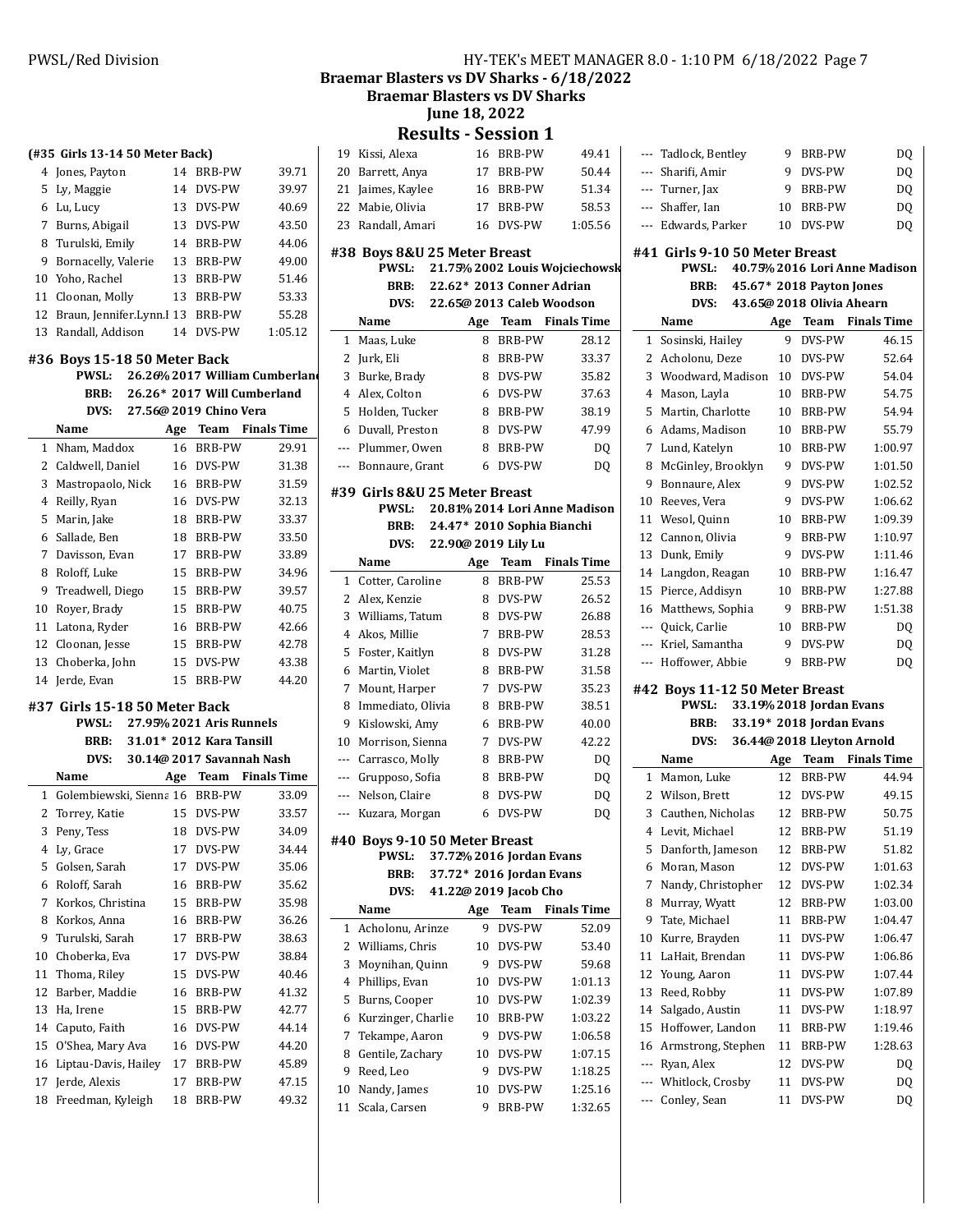# Braemar Blasters vs DV Sharks - 6/18/2022

## Braemar Blasters vs DV Sharks

## June 18, 2022

## Results - Session 1

### (#35 Girls 13-14 50 Meter Back)

| | Name | Age | Team | Finals Time |
|---|---|---|---|---|
| 4 | Jones, Payton | 14 | BRB-PW | 39.71 |
| 5 | Ly, Maggie | 14 | DVS-PW | 39.97 |
| 6 | Lu, Lucy | 13 | DVS-PW | 40.69 |
| 7 | Burns, Abigail | 13 | DVS-PW | 43.50 |
| 8 | Turulski, Emily | 14 | BRB-PW | 44.06 |
| 9 | Bornacelly, Valerie | 13 | BRB-PW | 49.00 |
| 10 | Yoho, Rachel | 13 | BRB-PW | 51.46 |
| 11 | Cloonan, Molly | 13 | BRB-PW | 53.33 |
| 12 | Braun, Jennifer.Lynn.I | 13 | BRB-PW | 55.28 |
| 13 | Randall, Addison | 14 | DVS-PW | 1:05.12 |

### #36 Boys 15-18 50 Meter Back

PWSL: 26.26% 2017 William Cumberland
BRB: 26.26* 2017 Will Cumberland
DVS: 27.56@ 2019 Chino Vera

| | Name | Age | Team | Finals Time |
|---|---|---|---|---|
| 1 | Nham, Maddox | 16 | BRB-PW | 29.91 |
| 2 | Caldwell, Daniel | 16 | DVS-PW | 31.38 |
| 3 | Mastropaolo, Nick | 16 | BRB-PW | 31.59 |
| 4 | Reilly, Ryan | 16 | DVS-PW | 32.13 |
| 5 | Marin, Jake | 18 | BRB-PW | 33.37 |
| 6 | Sallade, Ben | 18 | BRB-PW | 33.50 |
| 7 | Davisson, Evan | 17 | BRB-PW | 33.89 |
| 8 | Roloff, Luke | 15 | BRB-PW | 34.96 |
| 9 | Treadwell, Diego | 15 | BRB-PW | 39.57 |
| 10 | Royer, Brady | 15 | BRB-PW | 40.75 |
| 11 | Latona, Ryder | 16 | BRB-PW | 42.66 |
| 12 | Cloonan, Jesse | 15 | BRB-PW | 42.78 |
| 13 | Choberka, John | 15 | DVS-PW | 43.38 |
| 14 | Jerde, Evan | 15 | BRB-PW | 44.20 |

### #37 Girls 15-18 50 Meter Back

PWSL: 27.95% 2021 Aris Runnels
BRB: 31.01* 2012 Kara Tansill
DVS: 30.14@ 2017 Savannah Nash

| | Name | Age | Team | Finals Time |
|---|---|---|---|---|
| 1 | Golembiewski, Sienna | 16 | BRB-PW | 33.09 |
| 2 | Torrey, Katie | 15 | DVS-PW | 33.57 |
| 3 | Peny, Tess | 18 | DVS-PW | 34.09 |
| 4 | Ly, Grace | 17 | DVS-PW | 34.44 |
| 5 | Golsen, Sarah | 17 | DVS-PW | 35.06 |
| 6 | Roloff, Sarah | 16 | BRB-PW | 35.62 |
| 7 | Korkos, Christina | 15 | BRB-PW | 35.98 |
| 8 | Korkos, Anna | 16 | BRB-PW | 36.26 |
| 9 | Turulski, Sarah | 17 | BRB-PW | 38.63 |
| 10 | Choberka, Eva | 17 | DVS-PW | 38.84 |
| 11 | Thoma, Riley | 15 | DVS-PW | 40.46 |
| 12 | Barber, Maddie | 16 | BRB-PW | 41.32 |
| 13 | Ha, Irene | 15 | BRB-PW | 42.77 |
| 14 | Caputo, Faith | 16 | DVS-PW | 44.14 |
| 15 | O'Shea, Mary Ava | 16 | DVS-PW | 44.20 |
| 16 | Liptau-Davis, Hailey | 17 | BRB-PW | 45.89 |
| 17 | Jerde, Alexis | 17 | BRB-PW | 47.15 |
| 18 | Freedman, Kyleigh | 18 | BRB-PW | 49.32 |
| 19 | Kissi, Alexa | 16 | BRB-PW | 49.41 |
| 20 | Barrett, Anya | 17 | BRB-PW | 50.44 |
| 21 | Jaimes, Kaylee | 16 | BRB-PW | 51.34 |
| 22 | Mabie, Olivia | 17 | BRB-PW | 58.53 |
| 23 | Randall, Amari | 16 | DVS-PW | 1:05.56 |

### #38 Boys 8&U 25 Meter Breast

PWSL: 21.75% 2002 Louis Wojciechowski
BRB: 22.62* 2013 Conner Adrian
DVS: 22.65@ 2013 Caleb Woodson

| | Name | Age | Team | Finals Time |
|---|---|---|---|---|
| 1 | Maas, Luke | 8 | BRB-PW | 28.12 |
| 2 | Jurk, Eli | 8 | BRB-PW | 33.37 |
| 3 | Burke, Brady | 8 | DVS-PW | 35.82 |
| 4 | Alex, Colton | 6 | DVS-PW | 37.63 |
| 5 | Holden, Tucker | 8 | BRB-PW | 38.19 |
| 6 | Duvall, Preston | 8 | DVS-PW | 47.99 |
| --- | Plummer, Owen | 8 | BRB-PW | DQ |
| --- | Bonnaure, Grant | 6 | DVS-PW | DQ |

### #39 Girls 8&U 25 Meter Breast

PWSL: 20.81% 2014 Lori Anne Madison
BRB: 24.47* 2010 Sophia Bianchi
DVS: 22.90@ 2019 Lily Lu

| | Name | Age | Team | Finals Time |
|---|---|---|---|---|
| 1 | Cotter, Caroline | 8 | BRB-PW | 25.53 |
| 2 | Alex, Kenzie | 8 | DVS-PW | 26.52 |
| 3 | Williams, Tatum | 8 | DVS-PW | 26.88 |
| 4 | Akos, Millie | 7 | BRB-PW | 28.53 |
| 5 | Foster, Kaitlyn | 8 | DVS-PW | 31.28 |
| 6 | Martin, Violet | 8 | BRB-PW | 31.58 |
| 7 | Mount, Harper | 7 | DVS-PW | 35.23 |
| 8 | Immediato, Olivia | 8 | BRB-PW | 38.51 |
| 9 | Kislowski, Amy | 6 | BRB-PW | 40.00 |
| 10 | Morrison, Sienna | 7 | DVS-PW | 42.22 |
| --- | Carrasco, Molly | 8 | BRB-PW | DQ |
| --- | Grupposo, Sofia | 8 | BRB-PW | DQ |
| --- | Nelson, Claire | 8 | DVS-PW | DQ |
| --- | Kuzara, Morgan | 6 | DVS-PW | DQ |

### #40 Boys 9-10 50 Meter Breast

PWSL: 37.72% 2016 Jordan Evans
BRB: 37.72* 2016 Jordan Evans
DVS: 41.22@ 2019 Jacob Cho

| | Name | Age | Team | Finals Time |
|---|---|---|---|---|
| 1 | Acholonu, Arinze | 9 | DVS-PW | 52.09 |
| 2 | Williams, Chris | 10 | DVS-PW | 53.40 |
| 3 | Moynihan, Quinn | 9 | DVS-PW | 59.68 |
| 4 | Phillips, Evan | 10 | DVS-PW | 1:01.13 |
| 5 | Burns, Cooper | 10 | DVS-PW | 1:02.39 |
| 6 | Kurzinger, Charlie | 10 | BRB-PW | 1:03.22 |
| 7 | Tekampe, Aaron | 9 | DVS-PW | 1:06.58 |
| 8 | Gentile, Zachary | 10 | DVS-PW | 1:07.15 |
| 9 | Reed, Leo | 9 | DVS-PW | 1:18.25 |
| 10 | Nandy, James | 10 | DVS-PW | 1:25.16 |
| 11 | Scala, Carsen | 9 | BRB-PW | 1:32.65 |
| --- | Tadlock, Bentley | 9 | BRB-PW | DQ |
| --- | Sharifi, Amir | 9 | DVS-PW | DQ |
| --- | Turner, Jax | 9 | BRB-PW | DQ |
| --- | Shaffer, Ian | 10 | BRB-PW | DQ |
| --- | Edwards, Parker | 10 | DVS-PW | DQ |

### #41 Girls 9-10 50 Meter Breast

PWSL: 40.75% 2016 Lori Anne Madison
BRB: 45.67* 2018 Payton Jones
DVS: 43.65@ 2018 Olivia Ahearn

| | Name | Age | Team | Finals Time |
|---|---|---|---|---|
| 1 | Sosinski, Hailey | 9 | DVS-PW | 46.15 |
| 2 | Acholonu, Deze | 10 | DVS-PW | 52.64 |
| 3 | Woodward, Madison | 10 | DVS-PW | 54.04 |
| 4 | Mason, Layla | 10 | BRB-PW | 54.75 |
| 5 | Martin, Charlotte | 10 | BRB-PW | 54.94 |
| 6 | Adams, Madison | 10 | BRB-PW | 55.79 |
| 7 | Lund, Katelyn | 10 | BRB-PW | 1:00.97 |
| 8 | McGinley, Brooklyn | 9 | DVS-PW | 1:01.50 |
| 9 | Bonnaure, Alex | 9 | DVS-PW | 1:02.52 |
| 10 | Reeves, Vera | 9 | DVS-PW | 1:06.62 |
| 11 | Wesol, Quinn | 10 | BRB-PW | 1:09.39 |
| 12 | Cannon, Olivia | 9 | BRB-PW | 1:10.97 |
| 13 | Dunk, Emily | 9 | DVS-PW | 1:11.46 |
| 14 | Langdon, Reagan | 10 | BRB-PW | 1:16.47 |
| 15 | Pierce, Addisyn | 10 | BRB-PW | 1:27.88 |
| 16 | Matthews, Sophia | 9 | BRB-PW | 1:51.38 |
| --- | Quick, Carlie | 10 | BRB-PW | DQ |
| --- | Kriel, Samantha | 9 | DVS-PW | DQ |
| --- | Hoffower, Abbie | 9 | BRB-PW | DQ |

### #42 Boys 11-12 50 Meter Breast

PWSL: 33.19% 2018 Jordan Evans
BRB: 33.19* 2018 Jordan Evans
DVS: 36.44@ 2018 Lleyton Arnold

| | Name | Age | Team | Finals Time |
|---|---|---|---|---|
| 1 | Mamon, Luke | 12 | BRB-PW | 44.94 |
| 2 | Wilson, Brett | 12 | DVS-PW | 49.15 |
| 3 | Cauthen, Nicholas | 12 | BRB-PW | 50.75 |
| 4 | Levit, Michael | 12 | BRB-PW | 51.19 |
| 5 | Danforth, Jameson | 12 | BRB-PW | 51.82 |
| 6 | Moran, Mason | 12 | DVS-PW | 1:01.63 |
| 7 | Nandy, Christopher | 12 | DVS-PW | 1:02.34 |
| 8 | Murray, Wyatt | 12 | BRB-PW | 1:03.00 |
| 9 | Tate, Michael | 11 | BRB-PW | 1:04.47 |
| 10 | Kurre, Brayden | 11 | DVS-PW | 1:06.47 |
| 11 | LaHait, Brendan | 11 | DVS-PW | 1:06.86 |
| 12 | Young, Aaron | 11 | DVS-PW | 1:07.44 |
| 13 | Reed, Robby | 11 | DVS-PW | 1:07.89 |
| 14 | Salgado, Austin | 11 | DVS-PW | 1:18.97 |
| 15 | Hoffower, Landon | 11 | BRB-PW | 1:19.46 |
| 16 | Armstrong, Stephen | 11 | BRB-PW | 1:28.63 |
| --- | Ryan, Alex | 12 | DVS-PW | DQ |
| --- | Whitlock, Crosby | 11 | DVS-PW | DQ |
| --- | Conley, Sean | 11 | DVS-PW | DQ |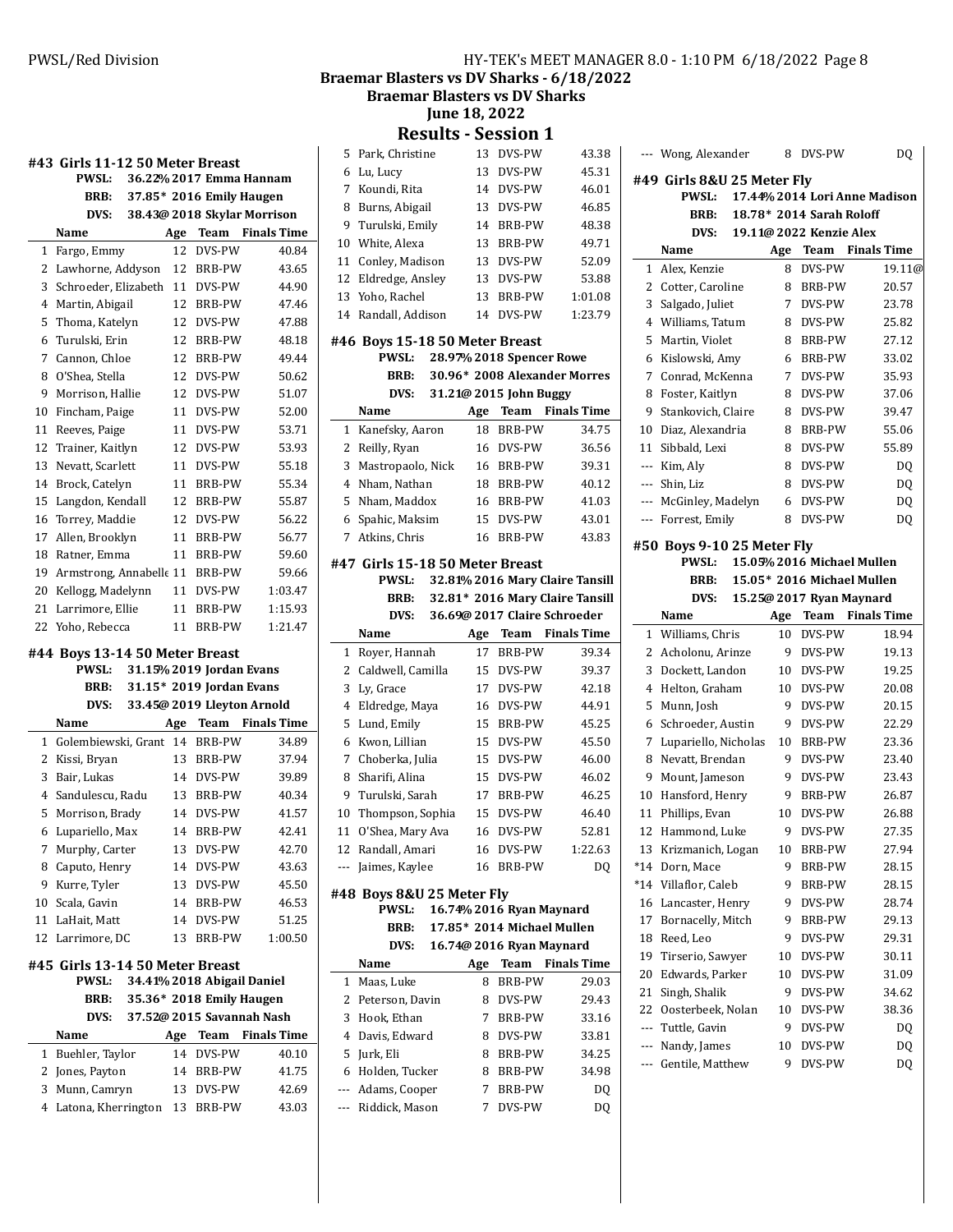Braemar Blasters vs DV Sharks - 6/18/2022
Braemar Blasters vs DV Sharks
June 18, 2022

## Results - Session 1

### #43 Girls 11-12 50 Meter Breast

PWSL: 36.22% 2017 Emma Hannam
BRB: 37.85* 2016 Emily Haugen
DVS: 38.43@ 2018 Skylar Morrison

| | Name | Age | Team | Finals Time |
|---|---|---|---|---|
| 1 | Fargo, Emmy | 12 | DVS-PW | 40.84 |
| 2 | Lawhorne, Addyson | 12 | BRB-PW | 43.65 |
| 3 | Schroeder, Elizabeth | 11 | DVS-PW | 44.90 |
| 4 | Martin, Abigail | 12 | BRB-PW | 47.46 |
| 5 | Thoma, Katelyn | 12 | DVS-PW | 47.88 |
| 6 | Turulski, Erin | 12 | BRB-PW | 48.18 |
| 7 | Cannon, Chloe | 12 | BRB-PW | 49.44 |
| 8 | O'Shea, Stella | 12 | DVS-PW | 50.62 |
| 9 | Morrison, Hallie | 12 | DVS-PW | 51.07 |
| 10 | Fincham, Paige | 11 | DVS-PW | 52.00 |
| 11 | Reeves, Paige | 11 | DVS-PW | 53.71 |
| 12 | Trainer, Kaitlyn | 12 | DVS-PW | 53.93 |
| 13 | Nevatt, Scarlett | 11 | DVS-PW | 55.18 |
| 14 | Brock, Catelyn | 11 | BRB-PW | 55.34 |
| 15 | Langdon, Kendall | 12 | BRB-PW | 55.87 |
| 16 | Torrey, Maddie | 12 | DVS-PW | 56.22 |
| 17 | Allen, Brooklyn | 11 | BRB-PW | 56.77 |
| 18 | Ratner, Emma | 11 | BRB-PW | 59.60 |
| 19 | Armstrong, Annabelle | 11 | BRB-PW | 59.66 |
| 20 | Kellogg, Madelynn | 11 | DVS-PW | 1:03.47 |
| 21 | Larrimore, Ellie | 11 | BRB-PW | 1:15.93 |
| 22 | Yoho, Rebecca | 11 | BRB-PW | 1:21.47 |

### #44 Boys 13-14 50 Meter Breast

PWSL: 31.15% 2019 Jordan Evans
BRB: 31.15* 2019 Jordan Evans
DVS: 33.45@ 2019 Lleyton Arnold

| | Name | Age | Team | Finals Time |
|---|---|---|---|---|
| 1 | Golembiewski, Grant | 14 | BRB-PW | 34.89 |
| 2 | Kissi, Bryan | 13 | BRB-PW | 37.94 |
| 3 | Bair, Lukas | 14 | DVS-PW | 39.89 |
| 4 | Sandulescu, Radu | 13 | BRB-PW | 40.34 |
| 5 | Morrison, Brady | 14 | DVS-PW | 41.57 |
| 6 | Lupariello, Max | 14 | BRB-PW | 42.41 |
| 7 | Murphy, Carter | 13 | DVS-PW | 42.70 |
| 8 | Caputo, Henry | 14 | DVS-PW | 43.63 |
| 9 | Kurre, Tyler | 13 | DVS-PW | 45.50 |
| 10 | Scala, Gavin | 14 | BRB-PW | 46.53 |
| 11 | LaHait, Matt | 14 | DVS-PW | 51.25 |
| 12 | Larrimore, DC | 13 | BRB-PW | 1:00.50 |

### #45 Girls 13-14 50 Meter Breast

PWSL: 34.41% 2018 Abigail Daniel
BRB: 35.36* 2018 Emily Haugen
DVS: 37.52@ 2015 Savannah Nash

| | Name | Age | Team | Finals Time |
|---|---|---|---|---|
| 1 | Buehler, Taylor | 14 | DVS-PW | 40.10 |
| 2 | Jones, Payton | 14 | BRB-PW | 41.75 |
| 3 | Munn, Camryn | 13 | DVS-PW | 42.69 |
| 4 | Latona, Kherrington | 13 | BRB-PW | 43.03 |
| 5 | Park, Christine | 13 | DVS-PW | 43.38 |
| 6 | Lu, Lucy | 13 | DVS-PW | 45.31 |
| 7 | Koundi, Rita | 14 | DVS-PW | 46.01 |
| 8 | Burns, Abigail | 13 | DVS-PW | 46.85 |
| 9 | Turulski, Emily | 14 | BRB-PW | 48.38 |
| 10 | White, Alexa | 13 | BRB-PW | 49.71 |
| 11 | Conley, Madison | 13 | DVS-PW | 52.09 |
| 12 | Eldredge, Ansley | 13 | DVS-PW | 53.88 |
| 13 | Yoho, Rachel | 13 | BRB-PW | 1:01.08 |
| 14 | Randall, Addison | 14 | DVS-PW | 1:23.79 |

### #46 Boys 15-18 50 Meter Breast

PWSL: 28.97% 2018 Spencer Rowe
BRB: 30.96* 2008 Alexander Morres
DVS: 31.21@ 2015 John Buggy

| | Name | Age | Team | Finals Time |
|---|---|---|---|---|
| 1 | Kanefsky, Aaron | 18 | BRB-PW | 34.75 |
| 2 | Reilly, Ryan | 16 | DVS-PW | 36.56 |
| 3 | Mastropaolo, Nick | 16 | BRB-PW | 39.31 |
| 4 | Nham, Nathan | 18 | BRB-PW | 40.12 |
| 5 | Nham, Maddox | 16 | BRB-PW | 41.03 |
| 6 | Spahic, Maksim | 15 | DVS-PW | 43.01 |
| 7 | Atkins, Chris | 16 | BRB-PW | 43.83 |

### #47 Girls 15-18 50 Meter Breast

PWSL: 32.81% 2016 Mary Claire Tansill
BRB: 32.81* 2016 Mary Claire Tansill
DVS: 36.69@ 2017 Claire Schroeder

| | Name | Age | Team | Finals Time |
|---|---|---|---|---|
| 1 | Royer, Hannah | 17 | BRB-PW | 39.34 |
| 2 | Caldwell, Camilla | 15 | DVS-PW | 39.37 |
| 3 | Ly, Grace | 17 | DVS-PW | 42.18 |
| 4 | Eldredge, Maya | 16 | DVS-PW | 44.91 |
| 5 | Lund, Emily | 15 | BRB-PW | 45.25 |
| 6 | Kwon, Lillian | 15 | DVS-PW | 45.50 |
| 7 | Choberka, Julia | 15 | DVS-PW | 46.00 |
| 8 | Sharifi, Alina | 15 | DVS-PW | 46.02 |
| 9 | Turulski, Sarah | 17 | BRB-PW | 46.25 |
| 10 | Thompson, Sophia | 15 | DVS-PW | 46.40 |
| 11 | O'Shea, Mary Ava | 16 | DVS-PW | 52.81 |
| 12 | Randall, Amari | 16 | DVS-PW | 1:22.63 |
| --- | Jaimes, Kaylee | 16 | BRB-PW | DQ |

### #48 Boys 8&U 25 Meter Fly

PWSL: 16.74% 2016 Ryan Maynard
BRB: 17.85* 2014 Michael Mullen
DVS: 16.74@ 2016 Ryan Maynard

| | Name | Age | Team | Finals Time |
|---|---|---|---|---|
| 1 | Maas, Luke | 8 | BRB-PW | 29.03 |
| 2 | Peterson, Davin | 8 | DVS-PW | 29.43 |
| 3 | Hook, Ethan | 7 | BRB-PW | 33.16 |
| 4 | Davis, Edward | 8 | DVS-PW | 33.81 |
| 5 | Jurk, Eli | 8 | BRB-PW | 34.25 |
| 6 | Holden, Tucker | 8 | BRB-PW | 34.98 |
| --- | Adams, Cooper | 7 | BRB-PW | DQ |
| --- | Riddick, Mason | 7 | DVS-PW | DQ |
| --- | Wong, Alexander | 8 | DVS-PW | DQ |

### #49 Girls 8&U 25 Meter Fly

PWSL: 17.44% 2014 Lori Anne Madison
BRB: 18.78* 2014 Sarah Roloff
DVS: 19.11@ 2022 Kenzie Alex

| | Name | Age | Team | Finals Time |
|---|---|---|---|---|
| 1 | Alex, Kenzie | 8 | DVS-PW | 19.11@ |
| 2 | Cotter, Caroline | 8 | BRB-PW | 20.57 |
| 3 | Salgado, Juliet | 7 | DVS-PW | 23.78 |
| 4 | Williams, Tatum | 8 | DVS-PW | 25.82 |
| 5 | Martin, Violet | 8 | BRB-PW | 27.12 |
| 6 | Kislowski, Amy | 6 | BRB-PW | 33.02 |
| 7 | Conrad, McKenna | 7 | DVS-PW | 35.93 |
| 8 | Foster, Kaitlyn | 8 | DVS-PW | 37.06 |
| 9 | Stankovich, Claire | 8 | DVS-PW | 39.47 |
| 10 | Diaz, Alexandria | 8 | BRB-PW | 55.06 |
| 11 | Sibbald, Lexi | 8 | DVS-PW | 55.89 |
| --- | Kim, Aly | 8 | DVS-PW | DQ |
| --- | Shin, Liz | 8 | DVS-PW | DQ |
| --- | McGinley, Madelyn | 6 | DVS-PW | DQ |
| --- | Forrest, Emily | 8 | DVS-PW | DQ |

### #50 Boys 9-10 25 Meter Fly

PWSL: 15.05% 2016 Michael Mullen
BRB: 15.05* 2016 Michael Mullen
DVS: 15.25@ 2017 Ryan Maynard

| | Name | Age | Team | Finals Time |
|---|---|---|---|---|
| 1 | Williams, Chris | 10 | DVS-PW | 18.94 |
| 2 | Acholonu, Arinze | 9 | DVS-PW | 19.13 |
| 3 | Dockett, Landon | 10 | DVS-PW | 19.25 |
| 4 | Helton, Graham | 10 | DVS-PW | 20.08 |
| 5 | Munn, Josh | 9 | DVS-PW | 20.15 |
| 6 | Schroeder, Austin | 9 | DVS-PW | 22.29 |
| 7 | Lupariello, Nicholas | 10 | BRB-PW | 23.36 |
| 8 | Nevatt, Brendan | 9 | DVS-PW | 23.40 |
| 9 | Mount, Jameson | 9 | DVS-PW | 23.43 |
| 10 | Hansford, Henry | 9 | BRB-PW | 26.87 |
| 11 | Phillips, Evan | 10 | DVS-PW | 26.88 |
| 12 | Hammond, Luke | 9 | DVS-PW | 27.35 |
| 13 | Krizmanich, Logan | 10 | BRB-PW | 27.94 |
| *14 | Dorn, Mace | 9 | BRB-PW | 28.15 |
| *14 | Villaflor, Caleb | 9 | BRB-PW | 28.15 |
| 16 | Lancaster, Henry | 9 | DVS-PW | 28.74 |
| 17 | Bornacelly, Mitch | 9 | BRB-PW | 29.13 |
| 18 | Reed, Leo | 9 | DVS-PW | 29.31 |
| 19 | Tirserio, Sawyer | 10 | DVS-PW | 30.11 |
| 20 | Edwards, Parker | 10 | DVS-PW | 31.09 |
| 21 | Singh, Shalik | 9 | DVS-PW | 34.62 |
| 22 | Oosterbeek, Nolan | 10 | DVS-PW | 38.36 |
| --- | Tuttle, Gavin | 9 | DVS-PW | DQ |
| --- | Nandy, James | 10 | DVS-PW | DQ |
| --- | Gentile, Matthew | 9 | DVS-PW | DQ |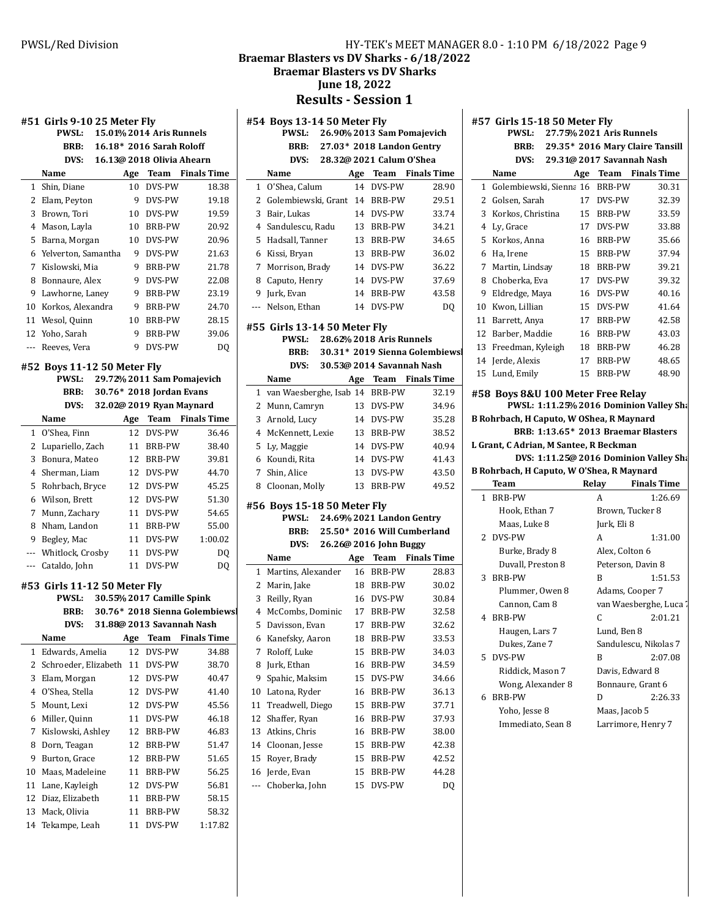# Braemar Blasters vs DV Sharks - 6/18/2022
## Braemar Blasters vs DV Sharks
## June 18, 2022
## Results - Session 1

### #51 Girls 9-10 25 Meter Fly

**PWSL:** 15.01% 2014 Aris Runnels
**BRB:** 16.18* 2016 Sarah Roloff
**DVS:** 16.13@ 2018 Olivia Ahearn

| | Name | Age | Team | Finals Time |
|---|---|---|---|---|
| 1 | Shin, Diane | 10 | DVS-PW | 18.38 |
| 2 | Elam, Peyton | 9 | DVS-PW | 19.18 |
| 3 | Brown, Tori | 10 | DVS-PW | 19.59 |
| 4 | Mason, Layla | 10 | BRB-PW | 20.92 |
| 5 | Barna, Morgan | 10 | DVS-PW | 20.96 |
| 6 | Yelverton, Samantha | 9 | DVS-PW | 21.63 |
| 7 | Kislowski, Mia | 9 | BRB-PW | 21.78 |
| 8 | Bonnaure, Alex | 9 | DVS-PW | 22.08 |
| 9 | Lawhorne, Laney | 9 | BRB-PW | 23.19 |
| 10 | Korkos, Alexandra | 9 | BRB-PW | 24.70 |
| 11 | Wesol, Quinn | 10 | BRB-PW | 28.15 |
| 12 | Yoho, Sarah | 9 | BRB-PW | 39.06 |
| --- | Reeves, Vera | 9 | DVS-PW | DQ |

### #52 Boys 11-12 50 Meter Fly

**PWSL:** 29.72% 2011 Sam Pomajevich
**BRB:** 30.76* 2018 Jordan Evans
**DVS:** 32.02@ 2019 Ryan Maynard

| | Name | Age | Team | Finals Time |
|---|---|---|---|---|
| 1 | O'Shea, Finn | 12 | DVS-PW | 36.46 |
| 2 | Lupariello, Zach | 11 | BRB-PW | 38.40 |
| 3 | Bonura, Mateo | 12 | BRB-PW | 39.81 |
| 4 | Sherman, Liam | 12 | DVS-PW | 44.70 |
| 5 | Rohrbach, Bryce | 12 | DVS-PW | 45.25 |
| 6 | Wilson, Brett | 12 | DVS-PW | 51.30 |
| 7 | Munn, Zachary | 11 | DVS-PW | 54.65 |
| 8 | Nham, Landon | 11 | BRB-PW | 55.00 |
| 9 | Begley, Mac | 11 | DVS-PW | 1:00.02 |
| --- | Whitlock, Crosby | 11 | DVS-PW | DQ |
| --- | Cataldo, John | 11 | DVS-PW | DQ |

### #53 Girls 11-12 50 Meter Fly

**PWSL:** 30.55% 2017 Camille Spink
**BRB:** 30.76* 2018 Sienna Golembiewski
**DVS:** 31.88@ 2013 Savannah Nash

| | Name | Age | Team | Finals Time |
|---|---|---|---|---|
| 1 | Edwards, Amelia | 12 | DVS-PW | 34.88 |
| 2 | Schroeder, Elizabeth | 11 | DVS-PW | 38.70 |
| 3 | Elam, Morgan | 12 | DVS-PW | 40.47 |
| 4 | O'Shea, Stella | 12 | DVS-PW | 41.40 |
| 5 | Mount, Lexi | 12 | DVS-PW | 45.56 |
| 6 | Miller, Quinn | 11 | DVS-PW | 46.18 |
| 7 | Kislowski, Ashley | 12 | BRB-PW | 46.83 |
| 8 | Dorn, Teagan | 12 | BRB-PW | 51.47 |
| 9 | Burton, Grace | 12 | BRB-PW | 51.65 |
| 10 | Maas, Madeleine | 11 | BRB-PW | 56.25 |
| 11 | Lane, Kayleigh | 12 | DVS-PW | 56.81 |
| 12 | Diaz, Elizabeth | 11 | BRB-PW | 58.15 |
| 13 | Mack, Olivia | 11 | BRB-PW | 58.32 |
| 14 | Tekampe, Leah | 11 | DVS-PW | 1:17.82 |

### #54 Boys 13-14 50 Meter Fly

**PWSL:** 26.90% 2013 Sam Pomajevich
**BRB:** 27.03* 2018 Landon Gentry
**DVS:** 28.32@ 2021 Calum O'Shea

| | Name | Age | Team | Finals Time |
|---|---|---|---|---|
| 1 | O'Shea, Calum | 14 | DVS-PW | 28.90 |
| 2 | Golembiewski, Grant | 14 | BRB-PW | 29.51 |
| 3 | Bair, Lukas | 14 | DVS-PW | 33.74 |
| 4 | Sandulescu, Radu | 13 | BRB-PW | 34.21 |
| 5 | Hadsall, Tanner | 13 | BRB-PW | 34.65 |
| 6 | Kissi, Bryan | 13 | BRB-PW | 36.02 |
| 7 | Morrison, Brady | 14 | DVS-PW | 36.22 |
| 8 | Caputo, Henry | 14 | DVS-PW | 37.69 |
| 9 | Jurk, Evan | 14 | BRB-PW | 43.58 |
| --- | Nelson, Ethan | 14 | DVS-PW | DQ |

### #55 Girls 13-14 50 Meter Fly

**PWSL:** 28.62% 2018 Aris Runnels
**BRB:** 30.31* 2019 Sienna Golembiewski
**DVS:** 30.53@ 2014 Savannah Nash

| | Name | Age | Team | Finals Time |
|---|---|---|---|---|
| 1 | van Waesberghe, Isab | 14 | BRB-PW | 32.19 |
| 2 | Munn, Camryn | 13 | DVS-PW | 34.96 |
| 3 | Arnold, Lucy | 14 | DVS-PW | 35.28 |
| 4 | McKennett, Lexie | 13 | BRB-PW | 38.52 |
| 5 | Ly, Maggie | 14 | DVS-PW | 40.94 |
| 6 | Koundi, Rita | 14 | DVS-PW | 41.43 |
| 7 | Shin, Alice | 13 | DVS-PW | 43.50 |
| 8 | Cloonan, Molly | 13 | BRB-PW | 49.52 |

### #56 Boys 15-18 50 Meter Fly

**PWSL:** 24.69% 2021 Landon Gentry
**BRB:** 25.50* 2016 Will Cumberland
**DVS:** 26.26@ 2016 John Buggy

| | Name | Age | Team | Finals Time |
|---|---|---|---|---|
| 1 | Martins, Alexander | 16 | BRB-PW | 28.83 |
| 2 | Marin, Jake | 18 | BRB-PW | 30.02 |
| 3 | Reilly, Ryan | 16 | DVS-PW | 30.84 |
| 4 | McCombs, Dominic | 17 | BRB-PW | 32.58 |
| 5 | Davisson, Evan | 17 | BRB-PW | 32.62 |
| 6 | Kanefsky, Aaron | 18 | BRB-PW | 33.53 |
| 7 | Roloff, Luke | 15 | BRB-PW | 34.03 |
| 8 | Jurk, Ethan | 16 | BRB-PW | 34.59 |
| 9 | Spahic, Maksim | 15 | DVS-PW | 34.66 |
| 10 | Latona, Ryder | 16 | BRB-PW | 36.13 |
| 11 | Treadwell, Diego | 15 | BRB-PW | 37.71 |
| 12 | Shaffer, Ryan | 16 | BRB-PW | 37.93 |
| 13 | Atkins, Chris | 16 | BRB-PW | 38.00 |
| 14 | Cloonan, Jesse | 15 | BRB-PW | 42.38 |
| 15 | Royer, Brady | 15 | BRB-PW | 42.52 |
| 16 | Jerde, Evan | 15 | BRB-PW | 44.28 |
| --- | Choberka, John | 15 | DVS-PW | DQ |

### #57 Girls 15-18 50 Meter Fly

**PWSL:** 27.75% 2021 Aris Runnels
**BRB:** 29.35* 2016 Mary Claire Tansill
**DVS:** 29.31@ 2017 Savannah Nash

| | Name | Age | Team | Finals Time |
|---|---|---|---|---|
| 1 | Golembiewski, Sienna | 16 | BRB-PW | 30.31 |
| 2 | Golsen, Sarah | 17 | DVS-PW | 32.39 |
| 3 | Korkos, Christina | 15 | BRB-PW | 33.59 |
| 4 | Ly, Grace | 17 | DVS-PW | 33.88 |
| 5 | Korkos, Anna | 16 | BRB-PW | 35.66 |
| 6 | Ha, Irene | 15 | BRB-PW | 37.94 |
| 7 | Martin, Lindsay | 18 | BRB-PW | 39.21 |
| 8 | Choberka, Eva | 17 | DVS-PW | 39.32 |
| 9 | Eldredge, Maya | 16 | DVS-PW | 40.16 |
| 10 | Kwon, Lillian | 15 | DVS-PW | 41.64 |
| 11 | Barrett, Anya | 17 | BRB-PW | 42.58 |
| 12 | Barber, Maddie | 16 | BRB-PW | 43.03 |
| 13 | Freedman, Kyleigh | 18 | BRB-PW | 46.28 |
| 14 | Jerde, Alexis | 17 | BRB-PW | 48.65 |
| 15 | Lund, Emily | 15 | BRB-PW | 48.90 |

### #58 Boys 8&U 100 Meter Free Relay

**PWSL:** 1:11.25% 2016 Dominion Valley Sharks
B Rohrbach, H Caputo, W OShea, R Maynard
**BRB:** 1:13.65* 2013 Braemar Blasters
L Grant, C Adrian, M Santee, R Beckman
**DVS:** 1:11.25@ 2016 Dominion Valley Sharks
B Rohrbach, H Caputo, W O'Shea, R Maynard

| | Team | Relay | Finals Time |
|---|---|---|---|
| 1 | BRB-PW | A | 1:26.69 |
| | Hook, Ethan 7 | Brown, Tucker 8 | |
| | Maas, Luke 8 | Jurk, Eli 8 | |
| 2 | DVS-PW | A | 1:31.00 |
| | Burke, Brady 8 | Alex, Colton 6 | |
| | Duvall, Preston 8 | Peterson, Davin 8 | |
| 3 | BRB-PW | B | 1:51.53 |
| | Plummer, Owen 8 | Adams, Cooper 7 | |
| | Cannon, Cam 8 | van Waesberghe, Luca 7 | |
| 4 | BRB-PW | C | 2:01.21 |
| | Haugen, Lars 7 | Lund, Ben 8 | |
| | Dukes, Zane 7 | Sandulescu, Nikolas 7 | |
| 5 | DVS-PW | B | 2:07.08 |
| | Riddick, Mason 7 | Davis, Edward 8 | |
| | Wong, Alexander 8 | Bonnaure, Grant 6 | |
| 6 | BRB-PW | D | 2:26.33 |
| | Yoho, Jesse 8 | Maas, Jacob 5 | |
| | Immediato, Sean 8 | Larrimore, Henry 7 | |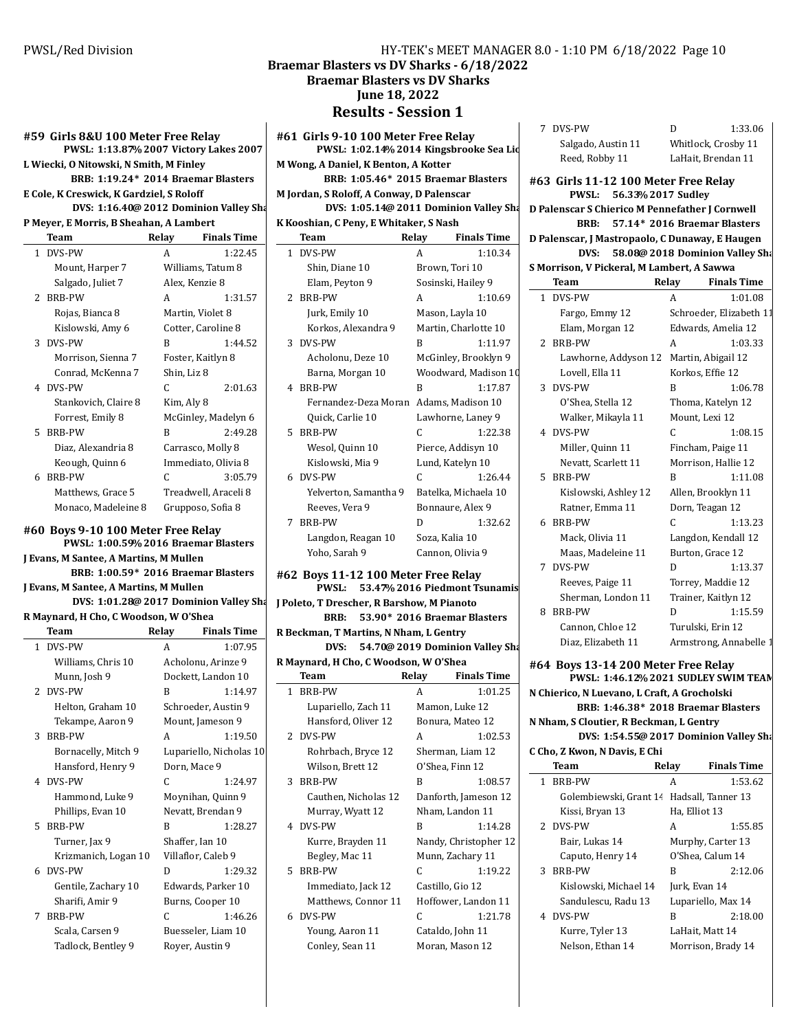## Braemar Blasters vs DV Sharks - 6/18/2022
## Braemar Blasters vs DV Sharks
## June 18, 2022
# Results - Session 1

### #59 Girls 8&U 100 Meter Free Relay

**PWSL: 1:13.87% 2007 Victory Lakes 2007**
L Wiecki, O Nitowski, N Smith, M Finley
**BRB: 1:19.24* 2014 Braemar Blasters**
E Cole, K Creswick, K Gardziel, S Roloff
**DVS: 1:16.40@ 2012 Dominion Valley Sha**
P Meyer, E Morris, B Sheahan, A Lambert

| | Team | Relay | Finals Time |
|---|---|---|---|
| 1 | DVS-PW | A | 1:22.45 |
| | Mount, Harper 7 | Williams, Tatum 8 | |
| | Salgado, Juliet 7 | Alex, Kenzie 8 | |
| 2 | BRB-PW | A | 1:31.57 |
| | Rojas, Bianca 8 | Martin, Violet 8 | |
| | Kislowski, Amy 6 | Cotter, Caroline 8 | |
| 3 | DVS-PW | B | 1:44.52 |
| | Morrison, Sienna 7 | Foster, Kaitlyn 8 | |
| | Conrad, McKenna 7 | Shin, Liz 8 | |
| 4 | DVS-PW | C | 2:01.63 |
| | Stankovich, Claire 8 | Kim, Aly 8 | |
| | Forrest, Emily 8 | McGinley, Madelyn 6 | |
| 5 | BRB-PW | B | 2:49.28 |
| | Diaz, Alexandria 8 | Carrasco, Molly 8 | |
| | Keough, Quinn 6 | Immediato, Olivia 8 | |
| 6 | BRB-PW | C | 3:05.79 |
| | Matthews, Grace 5 | Treadwell, Araceli 8 | |
| | Monaco, Madeleine 8 | Grupposo, Sofia 8 | |

### #60 Boys 9-10 100 Meter Free Relay

**PWSL: 1:00.59% 2016 Braemar Blasters**
J Evans, M Santee, A Martins, M Mullen
**BRB: 1:00.59* 2016 Braemar Blasters**
J Evans, M Santee, A Martins, M Mullen
**DVS: 1:01.28@ 2017 Dominion Valley Sha**
R Maynard, H Cho, C Woodson, W O'Shea

| | Team | Relay | Finals Time |
|---|---|---|---|
| 1 | DVS-PW | A | 1:07.95 |
| | Williams, Chris 10 | Acholonu, Arinze 9 | |
| | Munn, Josh 9 | Dockett, Landon 10 | |
| 2 | DVS-PW | B | 1:14.97 |
| | Helton, Graham 10 | Schroeder, Austin 9 | |
| | Tekampe, Aaron 9 | Mount, Jameson 9 | |
| 3 | BRB-PW | A | 1:19.50 |
| | Bornacelly, Mitch 9 | Lupariello, Nicholas 10 | |
| | Hansford, Henry 9 | Dorn, Mace 9 | |
| 4 | DVS-PW | C | 1:24.97 |
| | Hammond, Luke 9 | Moynihan, Quinn 9 | |
| | Phillips, Evan 10 | Nevatt, Brendan 9 | |
| 5 | BRB-PW | B | 1:28.27 |
| | Turner, Jax 9 | Shaffer, Ian 10 | |
| | Krizmanich, Logan 10 | Villaflor, Caleb 9 | |
| 6 | DVS-PW | D | 1:29.32 |
| | Gentile, Zachary 10 | Edwards, Parker 10 | |
| | Sharifi, Amir 9 | Burns, Cooper 10 | |
| 7 | BRB-PW | C | 1:46.26 |
| | Scala, Carsen 9 | Buesseler, Liam 10 | |
| | Tadlock, Bentley 9 | Royer, Austin 9 | |

### #61 Girls 9-10 100 Meter Free Relay

**PWSL: 1:02.14% 2014 Kingsbrooke Sea Lio**
M Wong, A Daniel, K Benton, A Kotter
**BRB: 1:05.46* 2015 Braemar Blasters**
M Jordan, S Roloff, A Conway, D Palenscar
**DVS: 1:05.14@ 2011 Dominion Valley Sha**
K Kooshian, C Peny, E Whitaker, S Nash

| | Team | Relay | Finals Time |
|---|---|---|---|
| 1 | DVS-PW | A | 1:10.34 |
| | Shin, Diane 10 | Brown, Tori 10 | |
| | Elam, Peyton 9 | Sosinski, Hailey 9 | |
| 2 | BRB-PW | A | 1:10.69 |
| | Jurk, Emily 10 | Mason, Layla 10 | |
| | Korkos, Alexandra 9 | Martin, Charlotte 10 | |
| 3 | DVS-PW | B | 1:11.97 |
| | Acholonu, Deze 10 | McGinley, Brooklyn 9 | |
| | Barna, Morgan 10 | Woodward, Madison 10 | |
| 4 | BRB-PW | B | 1:17.87 |
| | Fernandez-Deza Moran | Adams, Madison 10 | |
| | Quick, Carlie 10 | Lawhorne, Laney 9 | |
| 5 | BRB-PW | C | 1:22.38 |
| | Wesol, Quinn 10 | Pierce, Addisyn 10 | |
| | Kislowski, Mia 9 | Lund, Katelyn 10 | |
| 6 | DVS-PW | C | 1:26.44 |
| | Yelverton, Samantha 9 | Batelka, Michaela 10 | |
| | Reeves, Vera 9 | Bonnaure, Alex 9 | |
| 7 | BRB-PW | D | 1:32.62 |
| | Langdon, Reagan 10 | Soza, Kalia 10 | |
| | Yoho, Sarah 9 | Cannon, Olivia 9 | |

### #62 Boys 11-12 100 Meter Free Relay

**PWSL: 53.47% 2016 Piedmont Tsunamis**
J Poleto, T Drescher, R Barshow, M Pianoto
**BRB: 53.90* 2016 Braemar Blasters**
R Beckman, T Martins, N Nham, L Gentry
**DVS: 54.70@ 2019 Dominion Valley Sha**
R Maynard, H Cho, C Woodson, W O'Shea

| | Team | Relay | Finals Time |
|---|---|---|---|
| 1 | BRB-PW | A | 1:01.25 |
| | Lupariello, Zach 11 | Mamon, Luke 12 | |
| | Hansford, Oliver 12 | Bonura, Mateo 12 | |
| 2 | DVS-PW | A | 1:02.53 |
| | Rohrbach, Bryce 12 | Sherman, Liam 12 | |
| | Wilson, Brett 12 | O'Shea, Finn 12 | |
| 3 | BRB-PW | B | 1:08.57 |
| | Cauthen, Nicholas 12 | Danforth, Jameson 12 | |
| | Murray, Wyatt 12 | Nham, Landon 11 | |
| 4 | DVS-PW | B | 1:14.28 |
| | Kurre, Brayden 11 | Nandy, Christopher 12 | |
| | Begley, Mac 11 | Munn, Zachary 11 | |
| 5 | BRB-PW | C | 1:19.22 |
| | Immediato, Jack 12 | Castillo, Gio 12 | |
| | Matthews, Connor 11 | Hoffower, Landon 11 | |
| 6 | DVS-PW | C | 1:21.78 |
| | Young, Aaron 11 | Cataldo, John 11 | |
| | Conley, Sean 11 | Moran, Mason 12 | |
| 7 | DVS-PW | D | 1:33.06 |
| | Salgado, Austin 11 | Whitlock, Crosby 11 | |
| | Reed, Robby 11 | LaHait, Brendan 11 | |

### #63 Girls 11-12 100 Meter Free Relay

**PWSL: 56.33% 2017 Sudley**
D Palenscar S Chierico M Pennefather J Cornwell
**BRB: 57.14* 2016 Braemar Blasters**
D Palenscar, J Mastropaolo, C Dunaway, E Haugen
**DVS: 58.08@ 2018 Dominion Valley Sha**
S Morrison, V Pickeral, M Lambert, A Sawwa

| | Team | Relay | Finals Time |
|---|---|---|---|
| 1 | DVS-PW | A | 1:01.08 |
| | Fargo, Emmy 12 | Schroeder, Elizabeth 11 | |
| | Elam, Morgan 12 | Edwards, Amelia 12 | |
| 2 | BRB-PW | A | 1:03.33 |
| | Lawhorne, Addyson 12 | Martin, Abigail 12 | |
| | Lovell, Ella 11 | Korkos, Effie 12 | |
| 3 | DVS-PW | B | 1:06.78 |
| | O'Shea, Stella 12 | Thoma, Katelyn 12 | |
| | Walker, Mikayla 11 | Mount, Lexi 12 | |
| 4 | DVS-PW | C | 1:08.15 |
| | Miller, Quinn 11 | Fincham, Paige 11 | |
| | Nevatt, Scarlett 11 | Morrison, Hallie 12 | |
| 5 | BRB-PW | B | 1:11.08 |
| | Kislowski, Ashley 12 | Allen, Brooklyn 11 | |
| | Ratner, Emma 11 | Dorn, Teagan 12 | |
| 6 | BRB-PW | C | 1:13.23 |
| | Mack, Olivia 11 | Langdon, Kendall 12 | |
| | Maas, Madeleine 11 | Burton, Grace 12 | |
| 7 | DVS-PW | D | 1:13.37 |
| | Reeves, Paige 11 | Torrey, Maddie 12 | |
| | Sherman, London 11 | Trainer, Kaitlyn 12 | |
| 8 | BRB-PW | D | 1:15.59 |
| | Cannon, Chloe 12 | Turulski, Erin 12 | |
| | Diaz, Elizabeth 11 | Armstrong, Annabelle 1 | |

### #64 Boys 13-14 200 Meter Free Relay

**PWSL: 1:46.12% 2021 SUDLEY SWIM TEAM**
N Chierico, N Luevano, L Craft, A Grocholski
**BRB: 1:46.38* 2018 Braemar Blasters**
N Nham, S Cloutier, R Beckman, L Gentry
**DVS: 1:54.55@ 2017 Dominion Valley Sha**
C Cho, Z Kwon, N Davis, E Chi

| | Team | Relay | Finals Time |
|---|---|---|---|
| 1 | BRB-PW | A | 1:53.62 |
| | Golembiewski, Grant 14 | Hadsall, Tanner 13 | |
| | Kissi, Bryan 13 | Ha, Elliot 13 | |
| 2 | DVS-PW | A | 1:55.85 |
| | Bair, Lukas 14 | Murphy, Carter 13 | |
| | Caputo, Henry 14 | O'Shea, Calum 14 | |
| 3 | BRB-PW | B | 2:12.06 |
| | Kislowski, Michael 14 | Jurk, Evan 14 | |
| | Sandulescu, Radu 13 | Lupariello, Max 14 | |
| 4 | DVS-PW | B | 2:18.00 |
| | Kurre, Tyler 13 | LaHait, Matt 14 | |
| | Nelson, Ethan 14 | Morrison, Brady 14 | |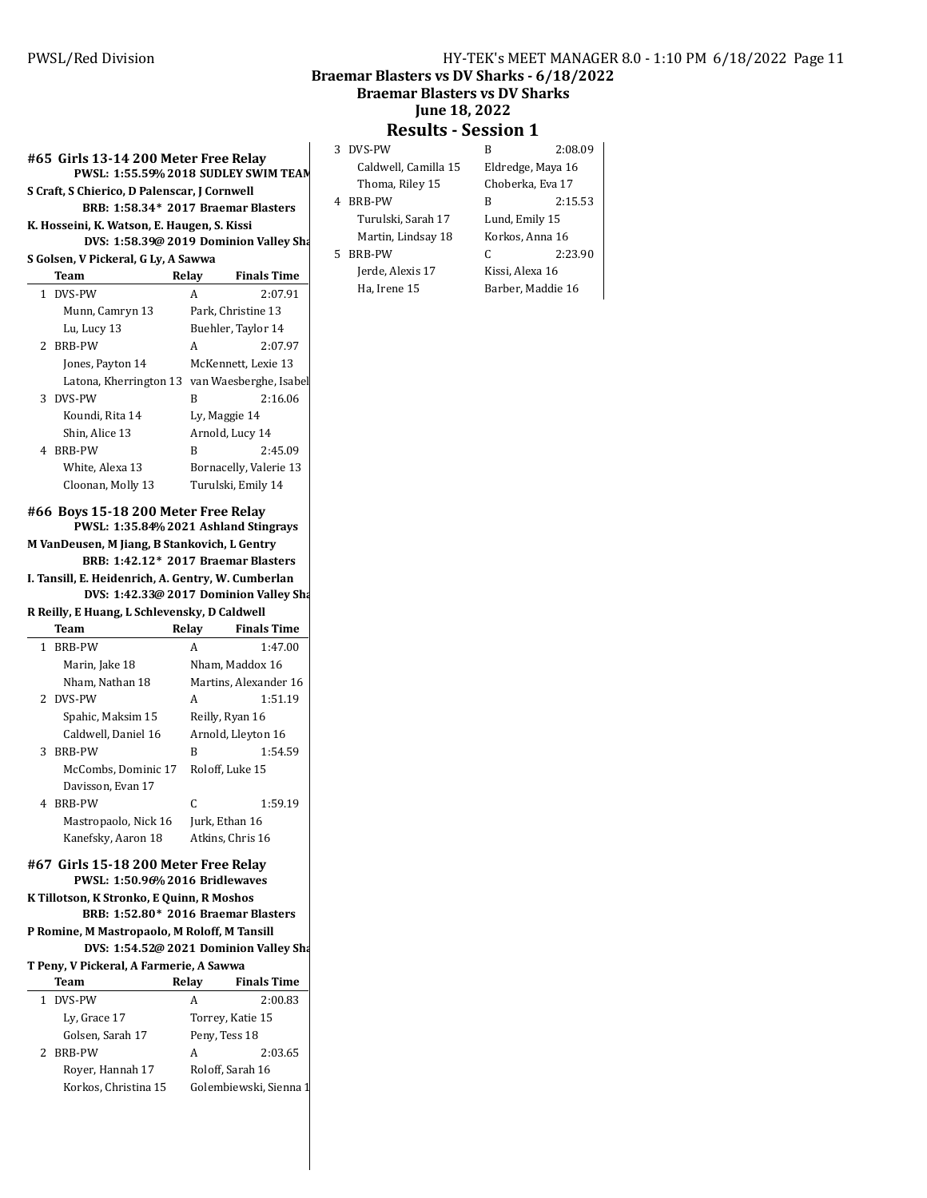# Braemar Blasters vs DV Sharks - 6/18/2022

## Braemar Blasters vs DV Sharks

## June 18, 2022

## Results - Session 1

### #65 Girls 13-14 200 Meter Free Relay

**PWSL: 1:55.59% 2018 SUDLEY SWIM TEAM**
**S Craft, S Chierico, D Palenscar, J Cornwell**
**BRB: 1:58.34* 2017 Braemar Blasters**
**K. Hosseini, K. Watson, E. Haugen, S. Kissi**
**DVS: 1:58.39@ 2019 Dominion Valley Sha**
**S Golsen, V Pickeral, G Ly, A Sawwa**

| | Team | Relay | Finals Time |
|---|---|---|---|
| 1 | DVS-PW | A | 2:07.91 |
| | Munn, Camryn 13 | Park, Christine 13 | |
| | Lu, Lucy 13 | Buehler, Taylor 14 | |
| 2 | BRB-PW | A | 2:07.97 |
| | Jones, Payton 14 | McKennett, Lexie 13 | |
| | Latona, Kherrington 13 | van Waesberghe, Isabel | |
| 3 | DVS-PW | B | 2:16.06 |
| | Koundi, Rita 14 | Ly, Maggie 14 | |
| | Shin, Alice 13 | Arnold, Lucy 14 | |
| 4 | BRB-PW | B | 2:45.09 |
| | White, Alexa 13 | Bornacelly, Valerie 13 | |
| | Cloonan, Molly 13 | Turulski, Emily 14 | |

### #66 Boys 15-18 200 Meter Free Relay

**PWSL: 1:35.84% 2021 Ashland Stingrays**
**M VanDeusen, M Jiang, B Stankovich, L Gentry**
**BRB: 1:42.12* 2017 Braemar Blasters**
**I. Tansill, E. Heidenrich, A. Gentry, W. Cumberlan**
**DVS: 1:42.33@ 2017 Dominion Valley Sha**
**R Reilly, E Huang, L Schlevensky, D Caldwell**

| | Team | Relay | Finals Time |
|---|---|---|---|
| 1 | BRB-PW | A | 1:47.00 |
| | Marin, Jake 18 | Nham, Maddox 16 | |
| | Nham, Nathan 18 | Martins, Alexander 16 | |
| 2 | DVS-PW | A | 1:51.19 |
| | Spahic, Maksim 15 | Reilly, Ryan 16 | |
| | Caldwell, Daniel 16 | Arnold, Lleyton 16 | |
| 3 | BRB-PW | B | 1:54.59 |
| | McCombs, Dominic 17 | Roloff, Luke 15 | |
| | Davisson, Evan 17 | | |
| 4 | BRB-PW | C | 1:59.19 |
| | Mastropaolo, Nick 16 | Jurk, Ethan 16 | |
| | Kanefsky, Aaron 18 | Atkins, Chris 16 | |

### #67 Girls 15-18 200 Meter Free Relay

**PWSL: 1:50.96% 2016 Bridlewaves**
**K Tillotson, K Stronko, E Quinn, R Moshos**
**BRB: 1:52.80* 2016 Braemar Blasters**
**P Romine, M Mastropaolo, M Roloff, M Tansill**
**DVS: 1:54.52@ 2021 Dominion Valley Sha**
**T Peny, V Pickeral, A Farmerie, A Sawwa**

| | Team | Relay | Finals Time |
|---|---|---|---|
| 1 | DVS-PW | A | 2:00.83 |
| | Ly, Grace 17 | Torrey, Katie 15 | |
| | Golsen, Sarah 17 | Peny, Tess 18 | |
| 2 | BRB-PW | A | 2:03.65 |
| | Royer, Hannah 17 | Roloff, Sarah 16 | |
| | Korkos, Christina 15 | Golembiewski, Sienna 1 | |
| 3 | DVS-PW | B | 2:08.09 |
| | Caldwell, Camilla 15 | Eldredge, Maya 16 | |
| | Thoma, Riley 15 | Choberka, Eva 17 | |
| 4 | BRB-PW | B | 2:15.53 |
| | Turulski, Sarah 17 | Lund, Emily 15 | |
| | Martin, Lindsay 18 | Korkos, Anna 16 | |
| 5 | BRB-PW | C | 2:23.90 |
| | Jerde, Alexis 17 | Kissi, Alexa 16 | |
| | Ha, Irene 15 | Barber, Maddie 16 | |